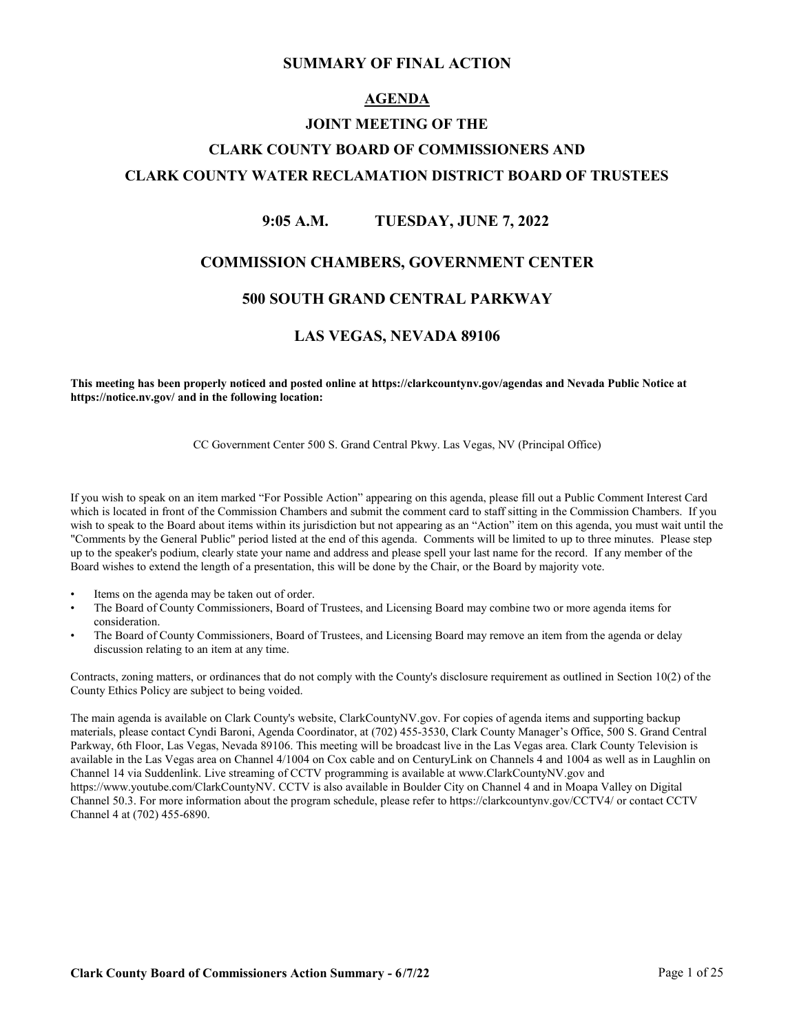# SUMMARY OF FINAL ACTION

## AGENDA

## JOINT MEETING OF THE

## CLARK COUNTY BOARD OF COMMISSIONERS AND

## CLARK COUNTY WATER RECLAMATION DISTRICT BOARD OF TRUSTEES

### 9:05 A.M. TUESDAY, JUNE 7, 2022

### COMMISSION CHAMBERS, GOVERNMENT CENTER

### 500 SOUTH GRAND CENTRAL PARKWAY

### LAS VEGAS, NEVADA 89106

**This meeting has been properly noticed and posted online at https://clarkcountynv.gov/agendas and Nevada Public Notice at https://notice.nv.gov/ and in the following location:**

CC Government Center 500 S. Grand Central Pkwy. Las Vegas, NV (Principal Office)

If you wish to speak on an item marked "For Possible Action" appearing on this agenda, please fill out a Public Comment Interest Card which is located in front of the Commission Chambers and submit the comment card to staff sitting in the Commission Chambers. If you wish to speak to the Board about items within its jurisdiction but not appearing as an "Action" item on this agenda, you must wait until the "Comments by the General Public" period listed at the end of this agenda. Comments will be limited to up to three minutes. Please step up to the speaker's podium, clearly state your name and address and please spell your last name for the record. If any member of the Board wishes to extend the length of a presentation, this will be done by the Chair, or the Board by majority vote.

- Items on the agenda may be taken out of order.
- The Board of County Commissioners, Board of Trustees, and Licensing Board may combine two or more agenda items for consideration.
- The Board of County Commissioners, Board of Trustees, and Licensing Board may remove an item from the agenda or delay discussion relating to an item at any time.

Contracts, zoning matters, or ordinances that do not comply with the County's disclosure requirement as outlined in Section 10(2) of the County Ethics Policy are subject to being voided.

The main agenda is available on Clark County's website, ClarkCountyNV.gov. For copies of agenda items and supporting backup materials, please contact Cyndi Baroni, Agenda Coordinator, at (702) 455-3530, Clark County Manager's Office, 500 S. Grand Central Parkway, 6th Floor, Las Vegas, Nevada 89106. This meeting will be broadcast live in the Las Vegas area. Clark County Television is available in the Las Vegas area on Channel 4/1004 on Cox cable and on CenturyLink on Channels 4 and 1004 as well as in Laughlin on Channel 14 via Suddenlink. Live streaming of CCTV programming is available at www.ClarkCountyNV.gov and https://www.youtube.com/ClarkCountyNV. CCTV is also available in Boulder City on Channel 4 and in Moapa Valley on Digital Channel 50.3. For more information about the program schedule, please refer to https://clarkcountynv.gov/CCTV4/ or contact CCTV Channel 4 at (702) 455-6890.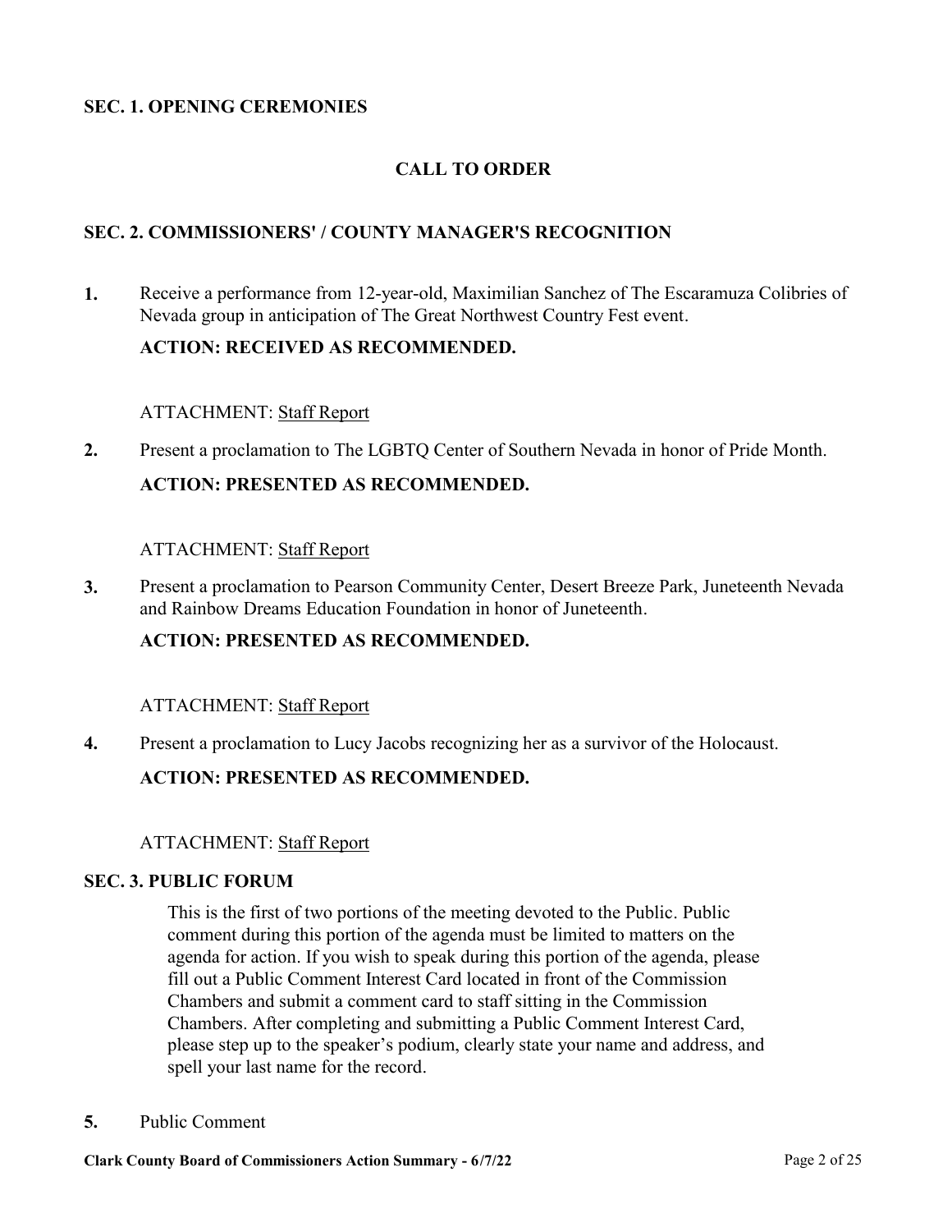## SEC. 1. OPENING CEREMONIES

### CALL TO ORDER

## SEC. 2. COMMISSIONERS' / COUNTY MANAGER'S RECOGNITION

**1.** Receive a performance from 12-year-old, Maximilian Sanchez of The Escaramuza Colibries of Nevada group in anticipation of The Great Northwest Country Fest event.

**ACTION: RECEIVED AS RECOMMENDED.**

ATTACHMENT: Staff Report

**2.** Present a proclamation to The LGBTQ Center of Southern Nevada in honor of Pride Month.

**ACTION: PRESENTED AS RECOMMENDED.**

ATTACHMENT: Staff Report

**3.** Present a proclamation to Pearson Community Center, Desert Breeze Park, Juneteenth Nevada and Rainbow Dreams Education Foundation in honor of Juneteenth.

**ACTION: PRESENTED AS RECOMMENDED.**

ATTACHMENT: Staff Report

**4.** Present a proclamation to Lucy Jacobs recognizing her as a survivor of the Holocaust.

**ACTION: PRESENTED AS RECOMMENDED.**

ATTACHMENT: Staff Report

## SEC. 3. PUBLIC FORUM

This is the first of two portions of the meeting devoted to the Public. Public comment during this portion of the agenda must be limited to matters on the agenda for action. If you wish to speak during this portion of the agenda, please fill out a Public Comment Interest Card located in front of the Commission Chambers and submit a comment card to staff sitting in the Commission Chambers. After completing and submitting a Public Comment Interest Card, please step up to the speaker's podium, clearly state your name and address, and spell your last name for the record.

**5.** Public Comment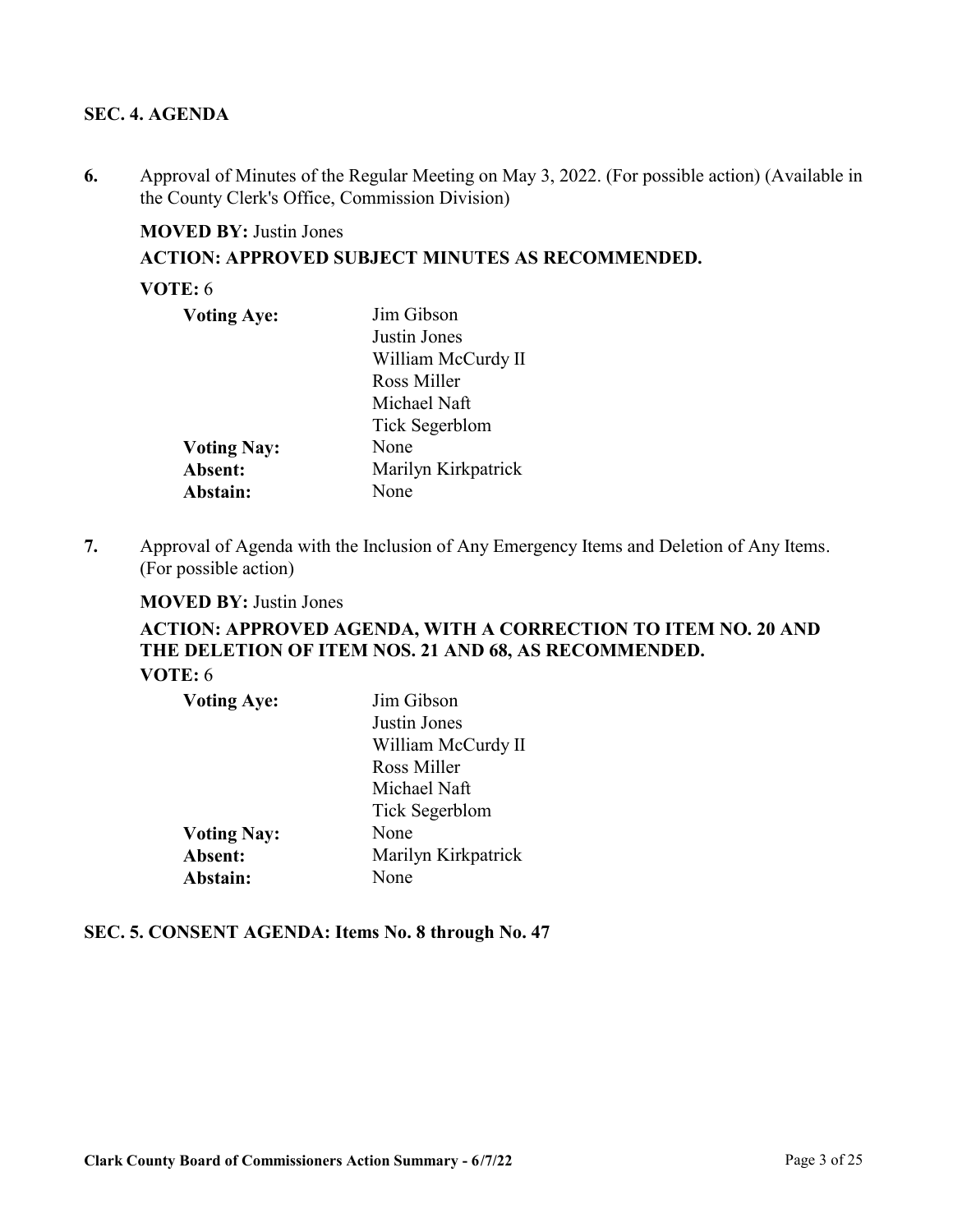## SEC. 4. AGENDA

**6.** Approval of Minutes of the Regular Meeting on May 3, 2022. (For possible action) (Available in the County Clerk's Office, Commission Division)

**MOVED BY:** Justin Jones

**ACTION: APPROVED SUBJECT MINUTES AS RECOMMENDED.**

**VOTE:** 6

| | |
|---|---|
| **Voting Aye:** | Jim Gibson |
| | Justin Jones |
| | William McCurdy II |
| | Ross Miller |
| | Michael Naft |
| | Tick Segerblom |
| **Voting Nay:** | None |
| **Absent:** | Marilyn Kirkpatrick |
| **Abstain:** | None |

**7.** Approval of Agenda with the Inclusion of Any Emergency Items and Deletion of Any Items. (For possible action)

**MOVED BY:** Justin Jones

**ACTION: APPROVED AGENDA, WITH A CORRECTION TO ITEM NO. 20 AND THE DELETION OF ITEM NOS. 21 AND 68, AS RECOMMENDED.**

**VOTE:** 6

| | |
|---|---|
| **Voting Aye:** | Jim Gibson |
| | Justin Jones |
| | William McCurdy II |
| | Ross Miller |
| | Michael Naft |
| | Tick Segerblom |
| **Voting Nay:** | None |
| **Absent:** | Marilyn Kirkpatrick |
| **Abstain:** | None |

## SEC. 5. CONSENT AGENDA: Items No. 8 through No. 47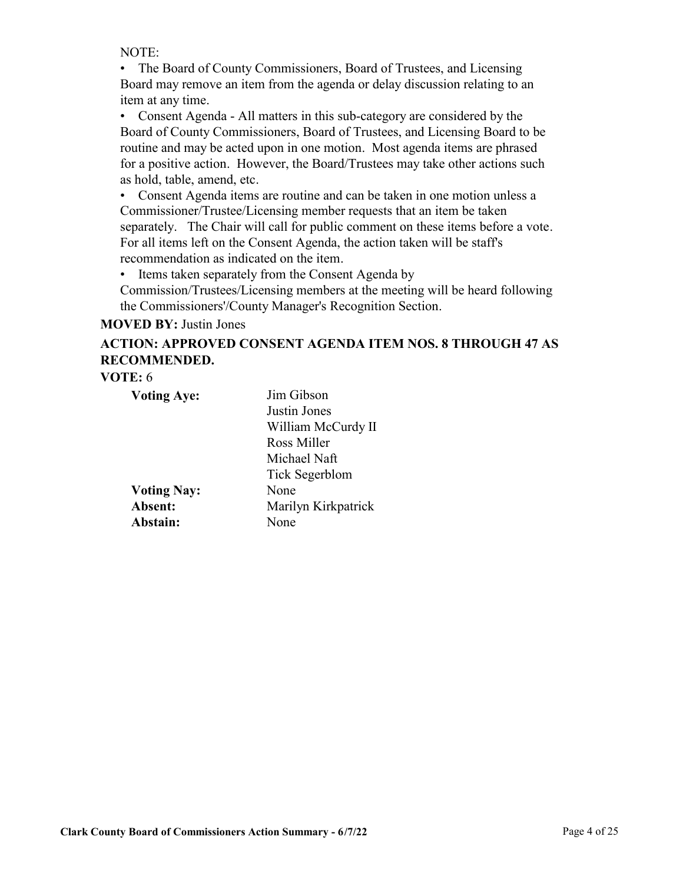NOTE:

- The Board of County Commissioners, Board of Trustees, and Licensing Board may remove an item from the agenda or delay discussion relating to an item at any time.
- Consent Agenda - All matters in this sub-category are considered by the Board of County Commissioners, Board of Trustees, and Licensing Board to be routine and may be acted upon in one motion. Most agenda items are phrased for a positive action. However, the Board/Trustees may take other actions such as hold, table, amend, etc.
- Consent Agenda items are routine and can be taken in one motion unless a Commissioner/Trustee/Licensing member requests that an item be taken separately. The Chair will call for public comment on these items before a vote. For all items left on the Consent Agenda, the action taken will be staff's recommendation as indicated on the item.
- Items taken separately from the Consent Agenda by Commission/Trustees/Licensing members at the meeting will be heard following the Commissioners'/County Manager's Recognition Section.

**MOVED BY:** Justin Jones

**ACTION: APPROVED CONSENT AGENDA ITEM NOS. 8 THROUGH 47 AS RECOMMENDED.**

**VOTE:** 6

| | |
|---|---|
| **Voting Aye:** | Jim Gibson<br>Justin Jones<br>William McCurdy II<br>Ross Miller<br>Michael Naft<br>Tick Segerblom |
| **Voting Nay:** | None |
| **Absent:** | Marilyn Kirkpatrick |
| **Abstain:** | None |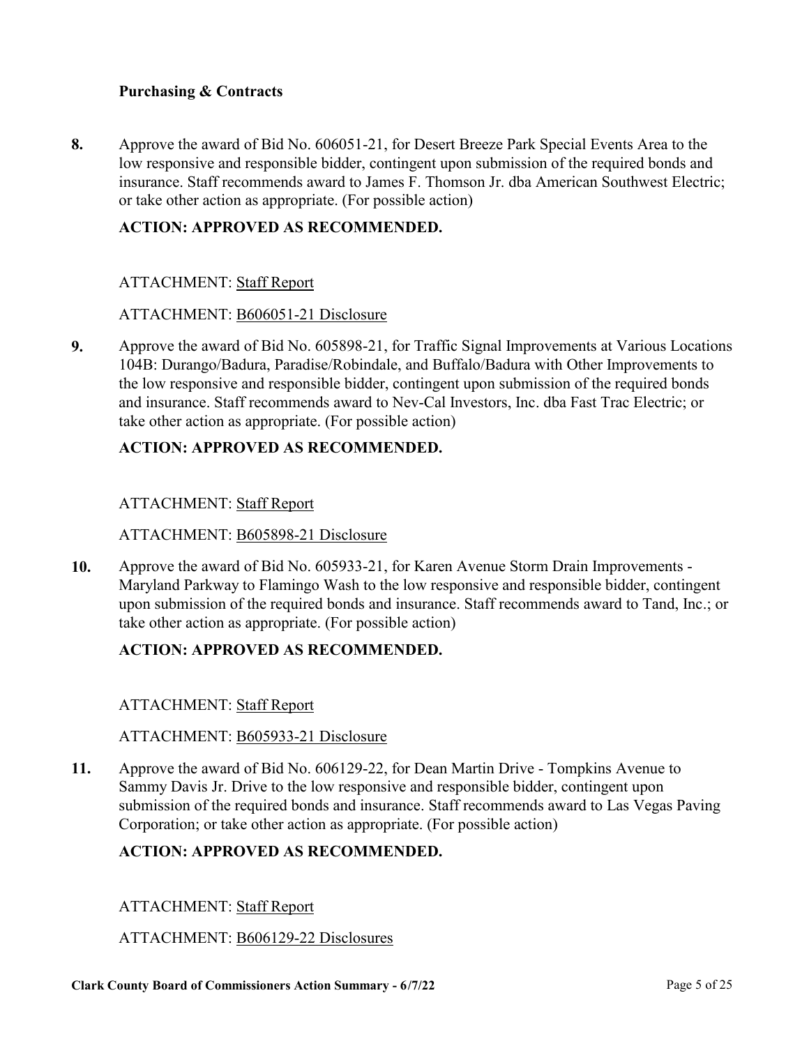### Purchasing & Contracts

**8.** Approve the award of Bid No. 606051-21, for Desert Breeze Park Special Events Area to the low responsive and responsible bidder, contingent upon submission of the required bonds and insurance. Staff recommends award to James F. Thomson Jr. dba American Southwest Electric; or take other action as appropriate. (For possible action)

**ACTION: APPROVED AS RECOMMENDED.**

ATTACHMENT: Staff Report

ATTACHMENT: B606051-21 Disclosure

**9.** Approve the award of Bid No. 605898-21, for Traffic Signal Improvements at Various Locations 104B: Durango/Badura, Paradise/Robindale, and Buffalo/Badura with Other Improvements to the low responsive and responsible bidder, contingent upon submission of the required bonds and insurance. Staff recommends award to Nev-Cal Investors, Inc. dba Fast Trac Electric; or take other action as appropriate. (For possible action)

**ACTION: APPROVED AS RECOMMENDED.**

ATTACHMENT: Staff Report

ATTACHMENT: B605898-21 Disclosure

**10.** Approve the award of Bid No. 605933-21, for Karen Avenue Storm Drain Improvements - Maryland Parkway to Flamingo Wash to the low responsive and responsible bidder, contingent upon submission of the required bonds and insurance. Staff recommends award to Tand, Inc.; or take other action as appropriate. (For possible action)

**ACTION: APPROVED AS RECOMMENDED.**

ATTACHMENT: Staff Report

ATTACHMENT: B605933-21 Disclosure

**11.** Approve the award of Bid No. 606129-22, for Dean Martin Drive - Tompkins Avenue to Sammy Davis Jr. Drive to the low responsive and responsible bidder, contingent upon submission of the required bonds and insurance. Staff recommends award to Las Vegas Paving Corporation; or take other action as appropriate. (For possible action)

**ACTION: APPROVED AS RECOMMENDED.**

ATTACHMENT: Staff Report

ATTACHMENT: B606129-22 Disclosures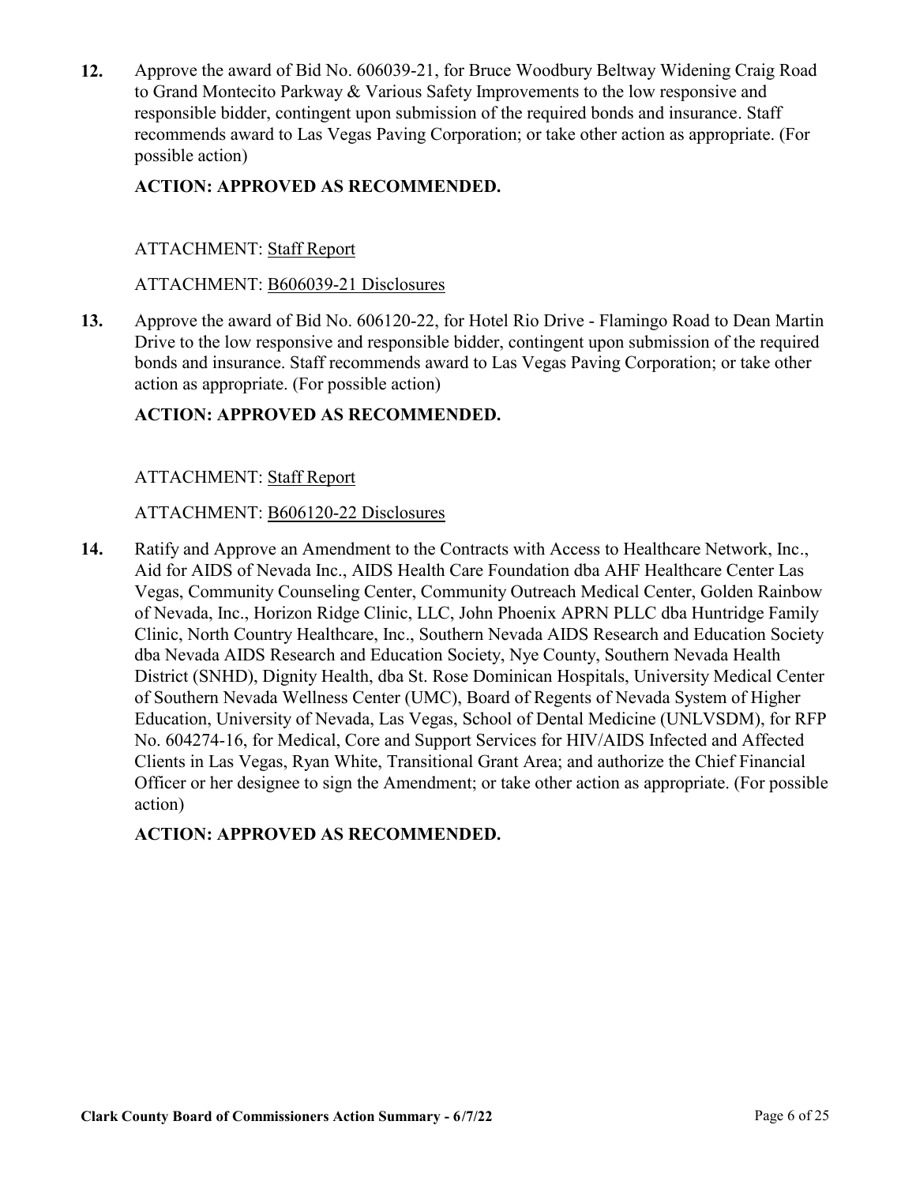**12.** Approve the award of Bid No. 606039-21, for Bruce Woodbury Beltway Widening Craig Road to Grand Montecito Parkway & Various Safety Improvements to the low responsive and responsible bidder, contingent upon submission of the required bonds and insurance. Staff recommends award to Las Vegas Paving Corporation; or take other action as appropriate. (For possible action)

**ACTION: APPROVED AS RECOMMENDED.**

ATTACHMENT: Staff Report

ATTACHMENT: B606039-21 Disclosures

**13.** Approve the award of Bid No. 606120-22, for Hotel Rio Drive - Flamingo Road to Dean Martin Drive to the low responsive and responsible bidder, contingent upon submission of the required bonds and insurance. Staff recommends award to Las Vegas Paving Corporation; or take other action as appropriate. (For possible action)

**ACTION: APPROVED AS RECOMMENDED.**

ATTACHMENT: Staff Report

ATTACHMENT: B606120-22 Disclosures

**14.** Ratify and Approve an Amendment to the Contracts with Access to Healthcare Network, Inc., Aid for AIDS of Nevada Inc., AIDS Health Care Foundation dba AHF Healthcare Center Las Vegas, Community Counseling Center, Community Outreach Medical Center, Golden Rainbow of Nevada, Inc., Horizon Ridge Clinic, LLC, John Phoenix APRN PLLC dba Huntridge Family Clinic, North Country Healthcare, Inc., Southern Nevada AIDS Research and Education Society dba Nevada AIDS Research and Education Society, Nye County, Southern Nevada Health District (SNHD), Dignity Health, dba St. Rose Dominican Hospitals, University Medical Center of Southern Nevada Wellness Center (UMC), Board of Regents of Nevada System of Higher Education, University of Nevada, Las Vegas, School of Dental Medicine (UNLVSDM), for RFP No. 604274-16, for Medical, Core and Support Services for HIV/AIDS Infected and Affected Clients in Las Vegas, Ryan White, Transitional Grant Area; and authorize the Chief Financial Officer or her designee to sign the Amendment; or take other action as appropriate. (For possible action)

**ACTION: APPROVED AS RECOMMENDED.**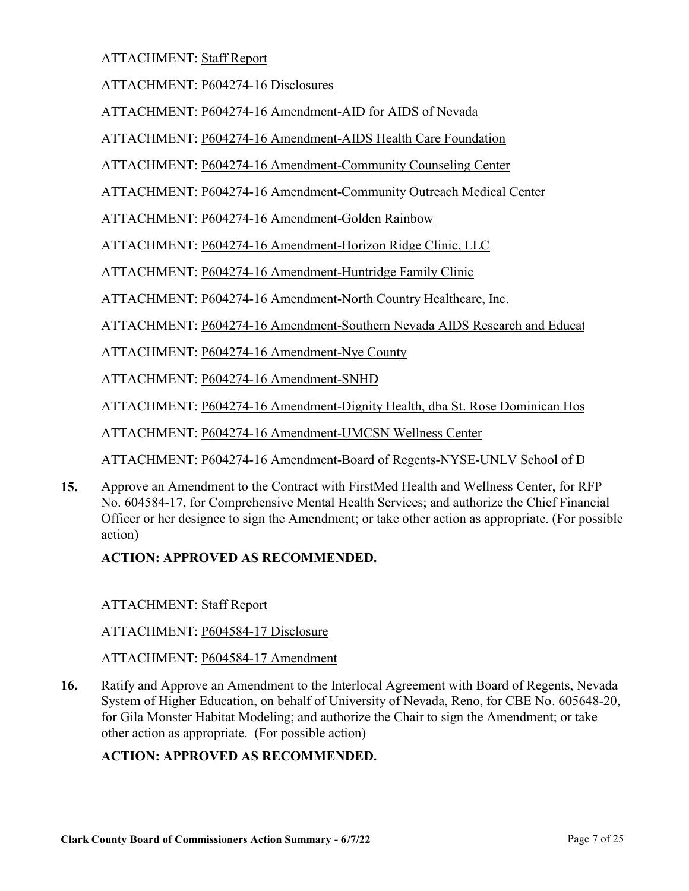ATTACHMENT: Staff Report

ATTACHMENT: P604274-16 Disclosures

ATTACHMENT: P604274-16 Amendment-AID for AIDS of Nevada

ATTACHMENT: P604274-16 Amendment-AIDS Health Care Foundation

ATTACHMENT: P604274-16 Amendment-Community Counseling Center

ATTACHMENT: P604274-16 Amendment-Community Outreach Medical Center

ATTACHMENT: P604274-16 Amendment-Golden Rainbow

ATTACHMENT: P604274-16 Amendment-Horizon Ridge Clinic, LLC

ATTACHMENT: P604274-16 Amendment-Huntridge Family Clinic

ATTACHMENT: P604274-16 Amendment-North Country Healthcare, Inc.

ATTACHMENT: P604274-16 Amendment-Southern Nevada AIDS Research and Educat

ATTACHMENT: P604274-16 Amendment-Nye County

ATTACHMENT: P604274-16 Amendment-SNHD

ATTACHMENT: P604274-16 Amendment-Dignity Health, dba St. Rose Dominican Hos

ATTACHMENT: P604274-16 Amendment-UMCSN Wellness Center

ATTACHMENT: P604274-16 Amendment-Board of Regents-NYSE-UNLV School of D

**15.** Approve an Amendment to the Contract with FirstMed Health and Wellness Center, for RFP No. 604584-17, for Comprehensive Mental Health Services; and authorize the Chief Financial Officer or her designee to sign the Amendment; or take other action as appropriate. (For possible action)

**ACTION: APPROVED AS RECOMMENDED.**

ATTACHMENT: Staff Report

ATTACHMENT: P604584-17 Disclosure

ATTACHMENT: P604584-17 Amendment

**16.** Ratify and Approve an Amendment to the Interlocal Agreement with Board of Regents, Nevada System of Higher Education, on behalf of University of Nevada, Reno, for CBE No. 605648-20, for Gila Monster Habitat Modeling; and authorize the Chair to sign the Amendment; or take other action as appropriate. (For possible action)

**ACTION: APPROVED AS RECOMMENDED.**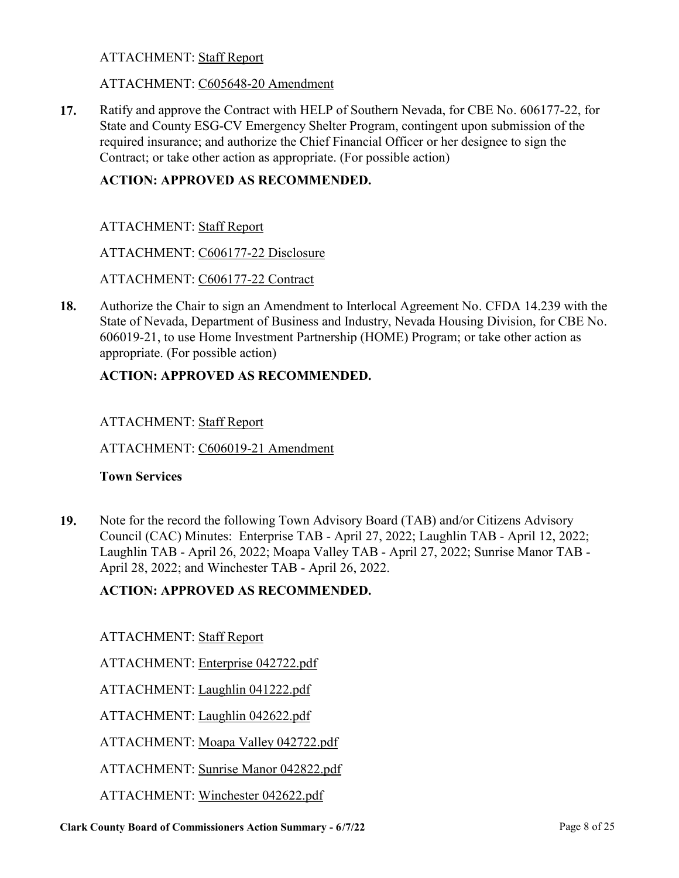ATTACHMENT: Staff Report

ATTACHMENT: C605648-20 Amendment

**17.** Ratify and approve the Contract with HELP of Southern Nevada, for CBE No. 606177-22, for State and County ESG-CV Emergency Shelter Program, contingent upon submission of the required insurance; and authorize the Chief Financial Officer or her designee to sign the Contract; or take other action as appropriate. (For possible action)

**ACTION: APPROVED AS RECOMMENDED.**

ATTACHMENT: Staff Report

ATTACHMENT: C606177-22 Disclosure

ATTACHMENT: C606177-22 Contract

**18.** Authorize the Chair to sign an Amendment to Interlocal Agreement No. CFDA 14.239 with the State of Nevada, Department of Business and Industry, Nevada Housing Division, for CBE No. 606019-21, to use Home Investment Partnership (HOME) Program; or take other action as appropriate. (For possible action)

**ACTION: APPROVED AS RECOMMENDED.**

ATTACHMENT: Staff Report

ATTACHMENT: C606019-21 Amendment

**Town Services**

**19.** Note for the record the following Town Advisory Board (TAB) and/or Citizens Advisory Council (CAC) Minutes: Enterprise TAB - April 27, 2022; Laughlin TAB - April 12, 2022; Laughlin TAB - April 26, 2022; Moapa Valley TAB - April 27, 2022; Sunrise Manor TAB - April 28, 2022; and Winchester TAB - April 26, 2022.

**ACTION: APPROVED AS RECOMMENDED.**

ATTACHMENT: Staff Report

ATTACHMENT: Enterprise 042722.pdf

ATTACHMENT: Laughlin 041222.pdf

ATTACHMENT: Laughlin 042622.pdf

ATTACHMENT: Moapa Valley 042722.pdf

ATTACHMENT: Sunrise Manor 042822.pdf

ATTACHMENT: Winchester 042622.pdf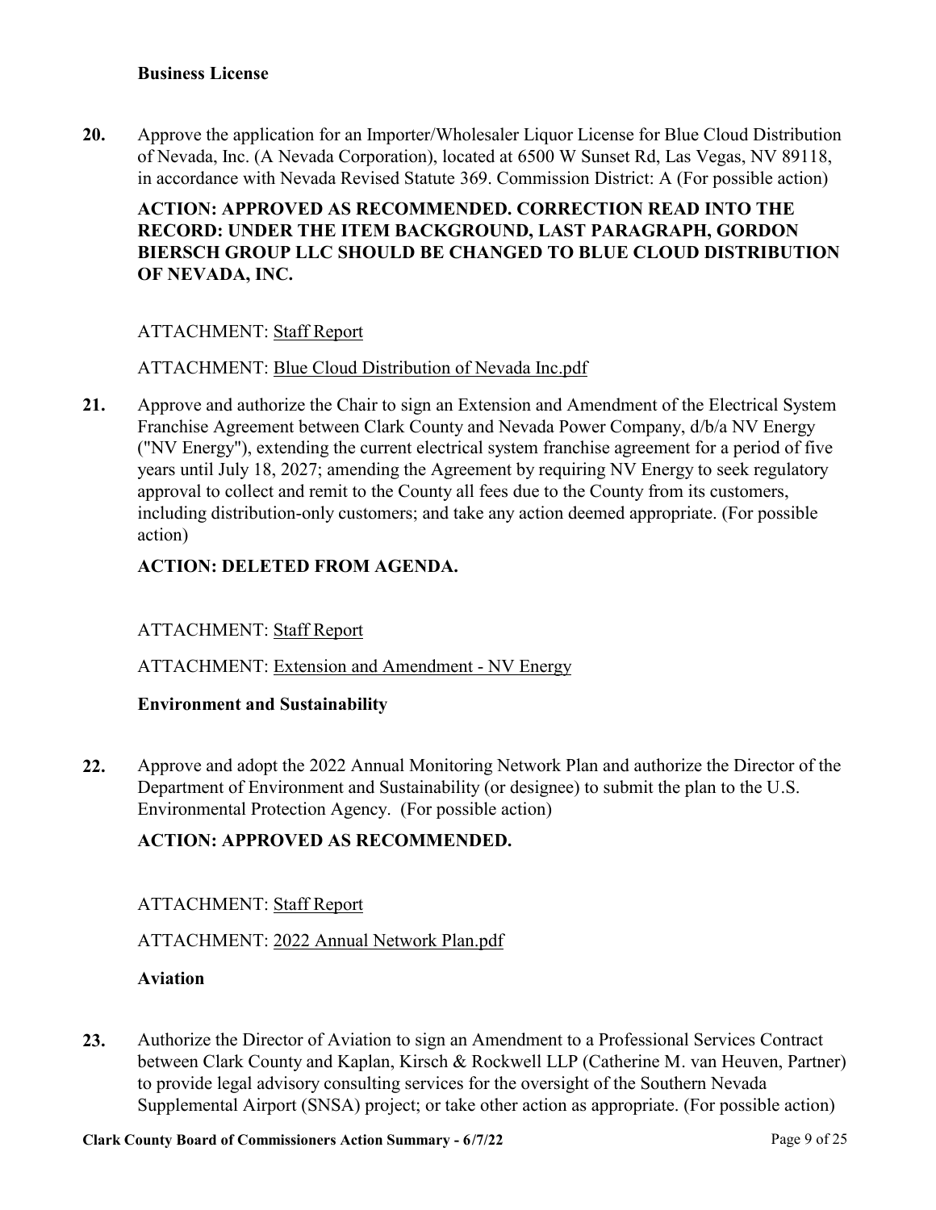### Business License

**20.** Approve the application for an Importer/Wholesaler Liquor License for Blue Cloud Distribution of Nevada, Inc. (A Nevada Corporation), located at 6500 W Sunset Rd, Las Vegas, NV 89118, in accordance with Nevada Revised Statute 369. Commission District: A (For possible action)

**ACTION: APPROVED AS RECOMMENDED. CORRECTION READ INTO THE RECORD: UNDER THE ITEM BACKGROUND, LAST PARAGRAPH, GORDON BIERSCH GROUP LLC SHOULD BE CHANGED TO BLUE CLOUD DISTRIBUTION OF NEVADA, INC.**

ATTACHMENT: Staff Report

ATTACHMENT: Blue Cloud Distribution of Nevada Inc.pdf

**21.** Approve and authorize the Chair to sign an Extension and Amendment of the Electrical System Franchise Agreement between Clark County and Nevada Power Company, d/b/a NV Energy ("NV Energy"), extending the current electrical system franchise agreement for a period of five years until July 18, 2027; amending the Agreement by requiring NV Energy to seek regulatory approval to collect and remit to the County all fees due to the County from its customers, including distribution-only customers; and take any action deemed appropriate. (For possible action)

**ACTION: DELETED FROM AGENDA.**

ATTACHMENT: Staff Report

ATTACHMENT: Extension and Amendment - NV Energy

### Environment and Sustainability

**22.** Approve and adopt the 2022 Annual Monitoring Network Plan and authorize the Director of the Department of Environment and Sustainability (or designee) to submit the plan to the U.S. Environmental Protection Agency. (For possible action)

**ACTION: APPROVED AS RECOMMENDED.**

ATTACHMENT: Staff Report

ATTACHMENT: 2022 Annual Network Plan.pdf

### Aviation

**23.** Authorize the Director of Aviation to sign an Amendment to a Professional Services Contract between Clark County and Kaplan, Kirsch & Rockwell LLP (Catherine M. van Heuven, Partner) to provide legal advisory consulting services for the oversight of the Southern Nevada Supplemental Airport (SNSA) project; or take other action as appropriate. (For possible action)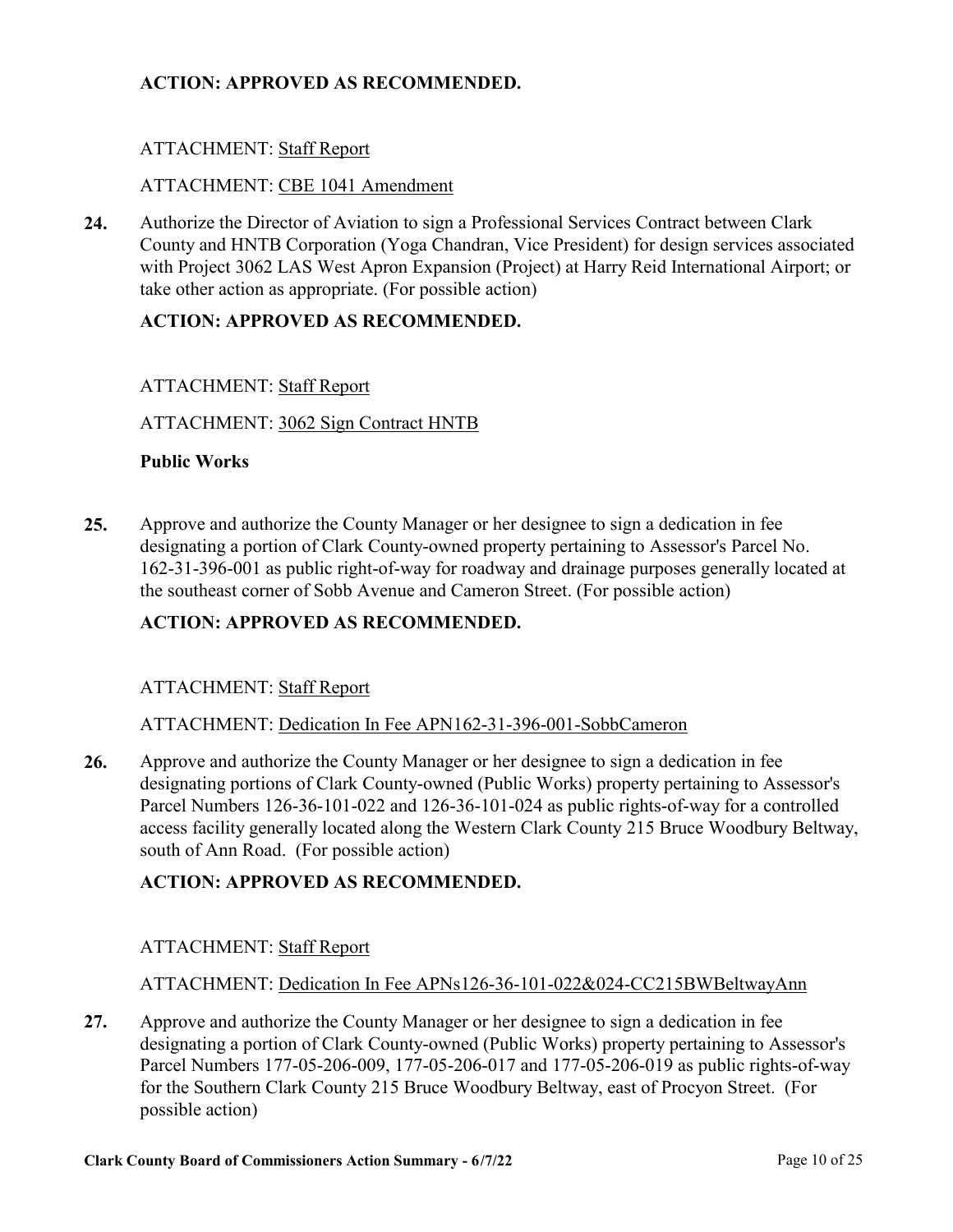**ACTION: APPROVED AS RECOMMENDED.**

ATTACHMENT: Staff Report

ATTACHMENT: CBE 1041 Amendment

**24.** Authorize the Director of Aviation to sign a Professional Services Contract between Clark County and HNTB Corporation (Yoga Chandran, Vice President) for design services associated with Project 3062 LAS West Apron Expansion (Project) at Harry Reid International Airport; or take other action as appropriate. (For possible action)

**ACTION: APPROVED AS RECOMMENDED.**

ATTACHMENT: Staff Report

ATTACHMENT: 3062 Sign Contract HNTB

**Public Works**

**25.** Approve and authorize the County Manager or her designee to sign a dedication in fee designating a portion of Clark County-owned property pertaining to Assessor's Parcel No. 162-31-396-001 as public right-of-way for roadway and drainage purposes generally located at the southeast corner of Sobb Avenue and Cameron Street. (For possible action)

**ACTION: APPROVED AS RECOMMENDED.**

ATTACHMENT: Staff Report

ATTACHMENT: Dedication In Fee APN162-31-396-001-SobbCameron

**26.** Approve and authorize the County Manager or her designee to sign a dedication in fee designating portions of Clark County-owned (Public Works) property pertaining to Assessor's Parcel Numbers 126-36-101-022 and 126-36-101-024 as public rights-of-way for a controlled access facility generally located along the Western Clark County 215 Bruce Woodbury Beltway, south of Ann Road. (For possible action)

**ACTION: APPROVED AS RECOMMENDED.**

ATTACHMENT: Staff Report

ATTACHMENT: Dedication In Fee APNs126-36-101-022&024-CC215BWBeltwayAnn

**27.** Approve and authorize the County Manager or her designee to sign a dedication in fee designating a portion of Clark County-owned (Public Works) property pertaining to Assessor's Parcel Numbers 177-05-206-009, 177-05-206-017 and 177-05-206-019 as public rights-of-way for the Southern Clark County 215 Bruce Woodbury Beltway, east of Procyon Street. (For possible action)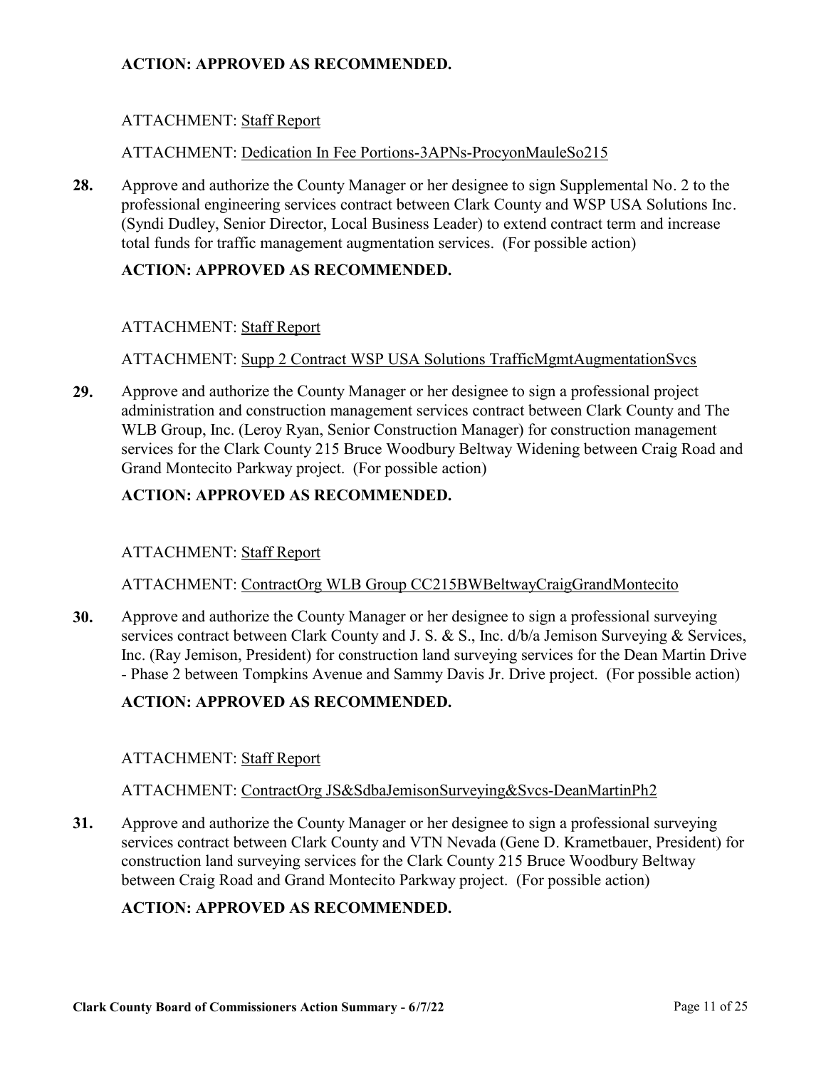**ACTION: APPROVED AS RECOMMENDED.**

ATTACHMENT: Staff Report

ATTACHMENT: Dedication In Fee Portions-3APNs-ProcyonMauleSo215

**28.** Approve and authorize the County Manager or her designee to sign Supplemental No. 2 to the professional engineering services contract between Clark County and WSP USA Solutions Inc. (Syndi Dudley, Senior Director, Local Business Leader) to extend contract term and increase total funds for traffic management augmentation services. (For possible action)

**ACTION: APPROVED AS RECOMMENDED.**

ATTACHMENT: Staff Report

ATTACHMENT: Supp 2 Contract WSP USA Solutions TrafficMgmtAugmentationSvcs

**29.** Approve and authorize the County Manager or her designee to sign a professional project administration and construction management services contract between Clark County and The WLB Group, Inc. (Leroy Ryan, Senior Construction Manager) for construction management services for the Clark County 215 Bruce Woodbury Beltway Widening between Craig Road and Grand Montecito Parkway project. (For possible action)

**ACTION: APPROVED AS RECOMMENDED.**

ATTACHMENT: Staff Report

ATTACHMENT: ContractOrg WLB Group CC215BWBeltwayCraigGrandMontecito

**30.** Approve and authorize the County Manager or her designee to sign a professional surveying services contract between Clark County and J. S. & S., Inc. d/b/a Jemison Surveying & Services, Inc. (Ray Jemison, President) for construction land surveying services for the Dean Martin Drive - Phase 2 between Tompkins Avenue and Sammy Davis Jr. Drive project. (For possible action)

**ACTION: APPROVED AS RECOMMENDED.**

ATTACHMENT: Staff Report

ATTACHMENT: ContractOrg JS&SdbaJemisonSurveying&Svcs-DeanMartinPh2

**31.** Approve and authorize the County Manager or her designee to sign a professional surveying services contract between Clark County and VTN Nevada (Gene D. Krametbauer, President) for construction land surveying services for the Clark County 215 Bruce Woodbury Beltway between Craig Road and Grand Montecito Parkway project. (For possible action)

**ACTION: APPROVED AS RECOMMENDED.**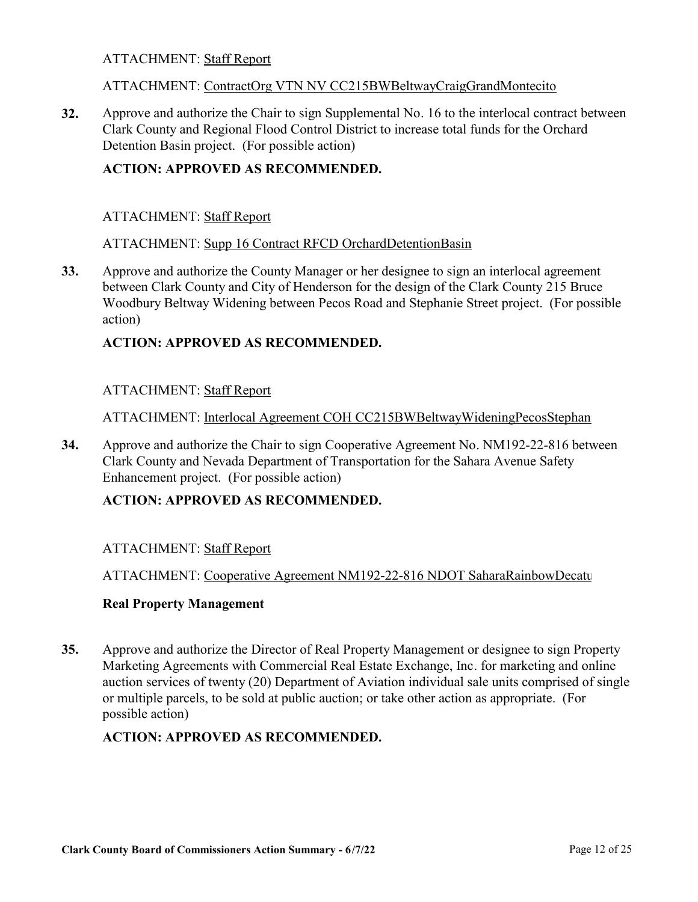ATTACHMENT: Staff Report

ATTACHMENT: ContractOrg VTN NV CC215BWBeltwayCraigGrandMontecito

**32.** Approve and authorize the Chair to sign Supplemental No. 16 to the interlocal contract between Clark County and Regional Flood Control District to increase total funds for the Orchard Detention Basin project. (For possible action)

**ACTION: APPROVED AS RECOMMENDED.**

ATTACHMENT: Staff Report

ATTACHMENT: Supp 16 Contract RFCD OrchardDetentionBasin

**33.** Approve and authorize the County Manager or her designee to sign an interlocal agreement between Clark County and City of Henderson for the design of the Clark County 215 Bruce Woodbury Beltway Widening between Pecos Road and Stephanie Street project. (For possible action)

**ACTION: APPROVED AS RECOMMENDED.**

ATTACHMENT: Staff Report

ATTACHMENT: Interlocal Agreement COH CC215BWBeltwayWideningPecosStephan

**34.** Approve and authorize the Chair to sign Cooperative Agreement No. NM192-22-816 between Clark County and Nevada Department of Transportation for the Sahara Avenue Safety Enhancement project. (For possible action)

**ACTION: APPROVED AS RECOMMENDED.**

ATTACHMENT: Staff Report

ATTACHMENT: Cooperative Agreement NM192-22-816 NDOT SaharaRainbowDecatu

### Real Property Management

**35.** Approve and authorize the Director of Real Property Management or designee to sign Property Marketing Agreements with Commercial Real Estate Exchange, Inc. for marketing and online auction services of twenty (20) Department of Aviation individual sale units comprised of single or multiple parcels, to be sold at public auction; or take other action as appropriate. (For possible action)

**ACTION: APPROVED AS RECOMMENDED.**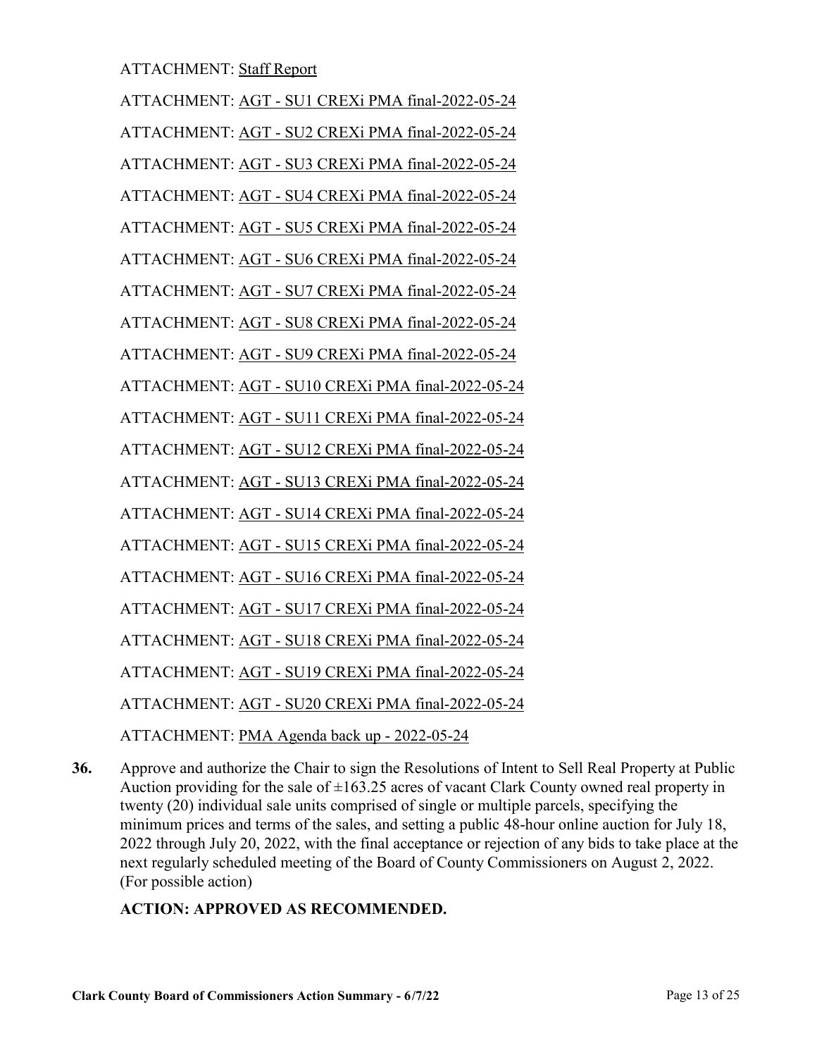ATTACHMENT: Staff Report

ATTACHMENT: AGT - SU1 CREXi PMA final-2022-05-24

ATTACHMENT: AGT - SU2 CREXi PMA final-2022-05-24

ATTACHMENT: AGT - SU3 CREXi PMA final-2022-05-24

ATTACHMENT: AGT - SU4 CREXi PMA final-2022-05-24

ATTACHMENT: AGT - SU5 CREXi PMA final-2022-05-24

ATTACHMENT: AGT - SU6 CREXi PMA final-2022-05-24

ATTACHMENT: AGT - SU7 CREXi PMA final-2022-05-24

ATTACHMENT: AGT - SU8 CREXi PMA final-2022-05-24

ATTACHMENT: AGT - SU9 CREXi PMA final-2022-05-24

ATTACHMENT: AGT - SU10 CREXi PMA final-2022-05-24

ATTACHMENT: AGT - SU11 CREXi PMA final-2022-05-24

ATTACHMENT: AGT - SU12 CREXi PMA final-2022-05-24

ATTACHMENT: AGT - SU13 CREXi PMA final-2022-05-24

ATTACHMENT: AGT - SU14 CREXi PMA final-2022-05-24

ATTACHMENT: AGT - SU15 CREXi PMA final-2022-05-24

ATTACHMENT: AGT - SU16 CREXi PMA final-2022-05-24

ATTACHMENT: AGT - SU17 CREXi PMA final-2022-05-24

ATTACHMENT: AGT - SU18 CREXi PMA final-2022-05-24

ATTACHMENT: AGT - SU19 CREXi PMA final-2022-05-24

ATTACHMENT: AGT - SU20 CREXi PMA final-2022-05-24

ATTACHMENT: PMA Agenda back up - 2022-05-24

**36.** Approve and authorize the Chair to sign the Resolutions of Intent to Sell Real Property at Public Auction providing for the sale of ±163.25 acres of vacant Clark County owned real property in twenty (20) individual sale units comprised of single or multiple parcels, specifying the minimum prices and terms of the sales, and setting a public 48-hour online auction for July 18, 2022 through July 20, 2022, with the final acceptance or rejection of any bids to take place at the next regularly scheduled meeting of the Board of County Commissioners on August 2, 2022. (For possible action)

**ACTION: APPROVED AS RECOMMENDED.**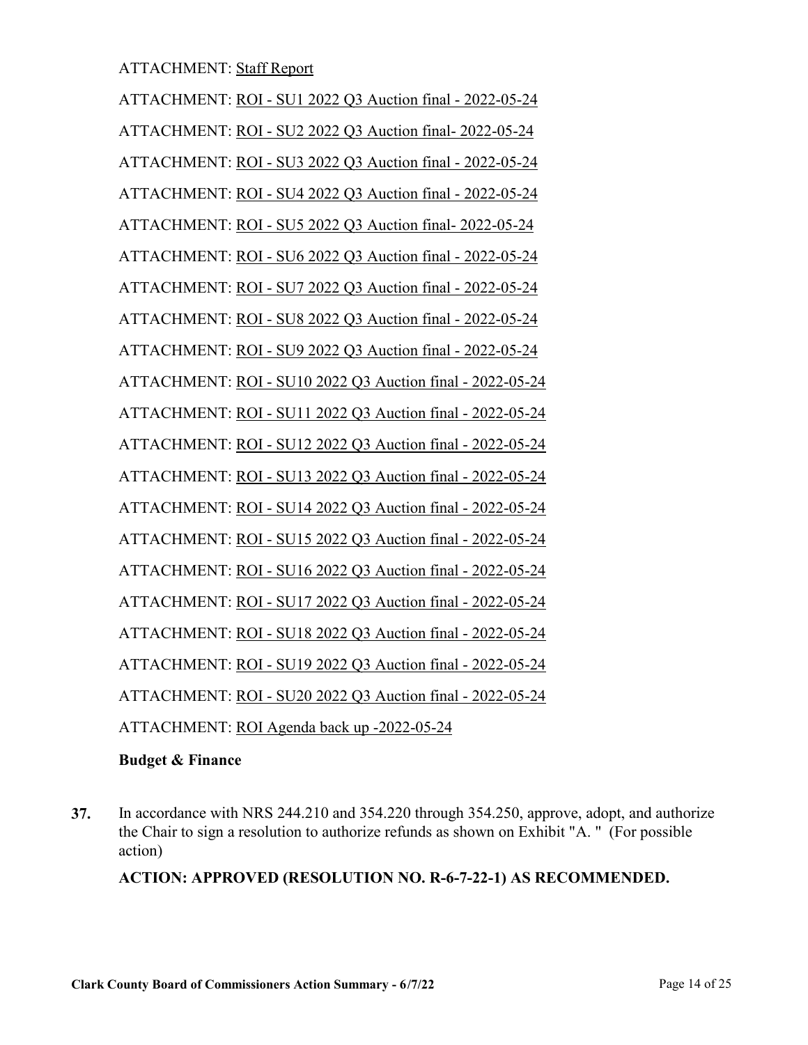ATTACHMENT: Staff Report

ATTACHMENT: ROI - SU1 2022 Q3 Auction final - 2022-05-24

ATTACHMENT: ROI - SU2 2022 Q3 Auction final- 2022-05-24

ATTACHMENT: ROI - SU3 2022 Q3 Auction final - 2022-05-24

ATTACHMENT: ROI - SU4 2022 Q3 Auction final - 2022-05-24

ATTACHMENT: ROI - SU5 2022 Q3 Auction final- 2022-05-24

ATTACHMENT: ROI - SU6 2022 Q3 Auction final - 2022-05-24

ATTACHMENT: ROI - SU7 2022 Q3 Auction final - 2022-05-24

ATTACHMENT: ROI - SU8 2022 Q3 Auction final - 2022-05-24

ATTACHMENT: ROI - SU9 2022 Q3 Auction final - 2022-05-24

ATTACHMENT: ROI - SU10 2022 Q3 Auction final - 2022-05-24

ATTACHMENT: ROI - SU11 2022 Q3 Auction final - 2022-05-24

ATTACHMENT: ROI - SU12 2022 Q3 Auction final - 2022-05-24

ATTACHMENT: ROI - SU13 2022 Q3 Auction final - 2022-05-24

ATTACHMENT: ROI - SU14 2022 Q3 Auction final - 2022-05-24

ATTACHMENT: ROI - SU15 2022 Q3 Auction final - 2022-05-24

ATTACHMENT: ROI - SU16 2022 Q3 Auction final - 2022-05-24

ATTACHMENT: ROI - SU17 2022 Q3 Auction final - 2022-05-24

ATTACHMENT: ROI - SU18 2022 Q3 Auction final - 2022-05-24

ATTACHMENT: ROI - SU19 2022 Q3 Auction final - 2022-05-24

ATTACHMENT: ROI - SU20 2022 Q3 Auction final - 2022-05-24

ATTACHMENT: ROI Agenda back up -2022-05-24

**Budget & Finance**

**37.** In accordance with NRS 244.210 and 354.220 through 354.250, approve, adopt, and authorize the Chair to sign a resolution to authorize refunds as shown on Exhibit "A. " (For possible action)

**ACTION: APPROVED (RESOLUTION NO. R-6-7-22-1) AS RECOMMENDED.**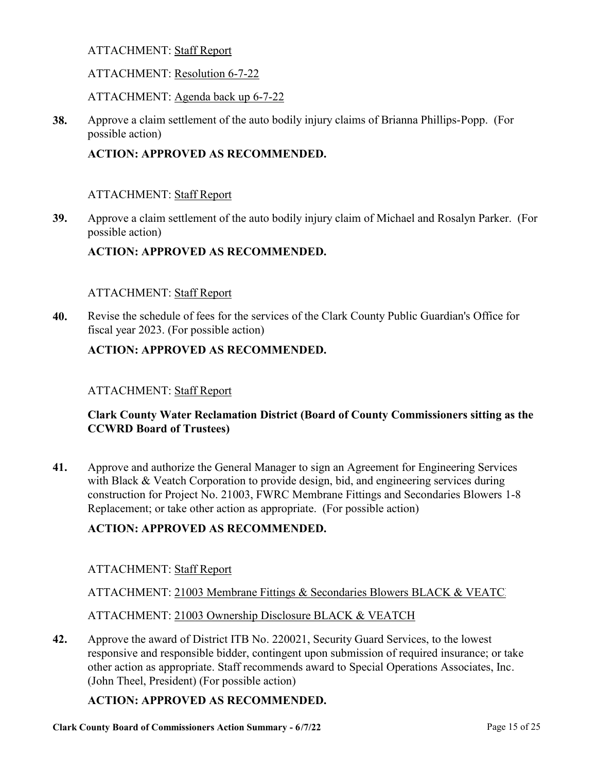ATTACHMENT: Staff Report

ATTACHMENT: Resolution 6-7-22

ATTACHMENT: Agenda back up 6-7-22

**38.** Approve a claim settlement of the auto bodily injury claims of Brianna Phillips-Popp. (For possible action)

**ACTION: APPROVED AS RECOMMENDED.**

ATTACHMENT: Staff Report

**39.** Approve a claim settlement of the auto bodily injury claim of Michael and Rosalyn Parker. (For possible action)

**ACTION: APPROVED AS RECOMMENDED.**

ATTACHMENT: Staff Report

**40.** Revise the schedule of fees for the services of the Clark County Public Guardian's Office for fiscal year 2023. (For possible action)

**ACTION: APPROVED AS RECOMMENDED.**

ATTACHMENT: Staff Report

**Clark County Water Reclamation District (Board of County Commissioners sitting as the CCWRD Board of Trustees)**

**41.** Approve and authorize the General Manager to sign an Agreement for Engineering Services with Black & Veatch Corporation to provide design, bid, and engineering services during construction for Project No. 21003, FWRC Membrane Fittings and Secondaries Blowers 1-8 Replacement; or take other action as appropriate. (For possible action)

**ACTION: APPROVED AS RECOMMENDED.**

ATTACHMENT: Staff Report

ATTACHMENT: 21003 Membrane Fittings & Secondaries Blowers BLACK & VEATC

ATTACHMENT: 21003 Ownership Disclosure BLACK & VEATCH

**42.** Approve the award of District ITB No. 220021, Security Guard Services, to the lowest responsive and responsible bidder, contingent upon submission of required insurance; or take other action as appropriate. Staff recommends award to Special Operations Associates, Inc. (John Theel, President) (For possible action)

**ACTION: APPROVED AS RECOMMENDED.**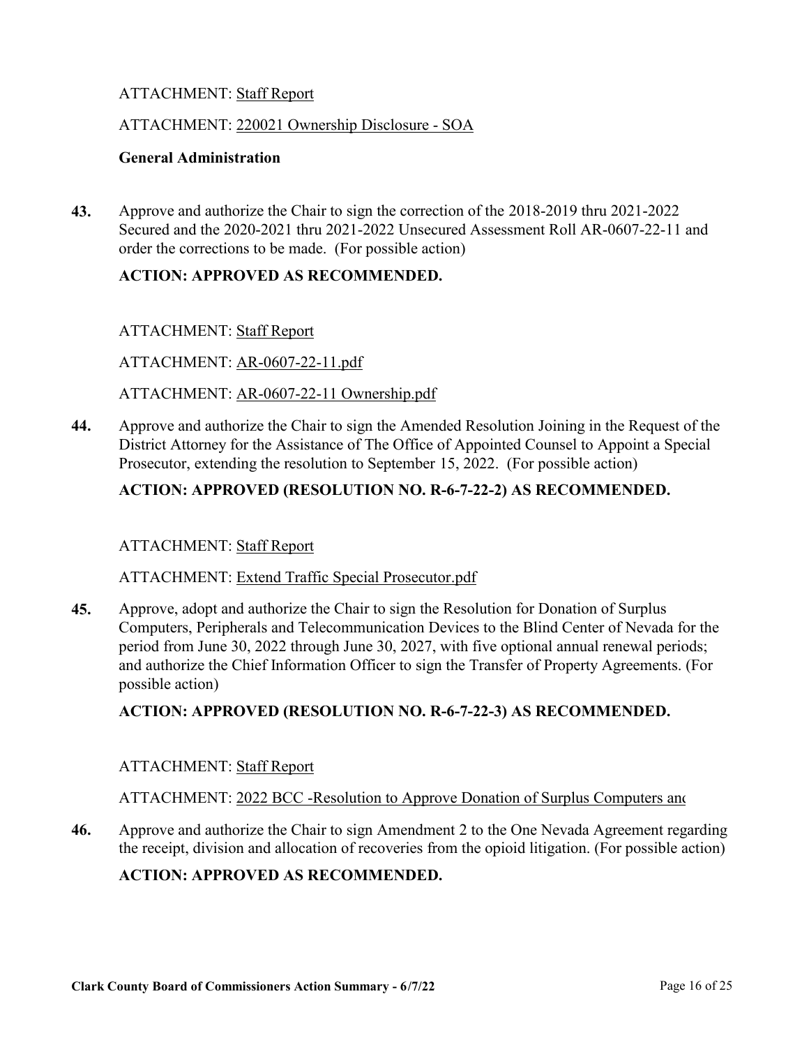ATTACHMENT: Staff Report

ATTACHMENT: 220021 Ownership Disclosure - SOA

**General Administration**

**43.** Approve and authorize the Chair to sign the correction of the 2018-2019 thru 2021-2022 Secured and the 2020-2021 thru 2021-2022 Unsecured Assessment Roll AR-0607-22-11 and order the corrections to be made. (For possible action)

**ACTION: APPROVED AS RECOMMENDED.**

ATTACHMENT: Staff Report

ATTACHMENT: AR-0607-22-11.pdf

ATTACHMENT: AR-0607-22-11 Ownership.pdf

**44.** Approve and authorize the Chair to sign the Amended Resolution Joining in the Request of the District Attorney for the Assistance of The Office of Appointed Counsel to Appoint a Special Prosecutor, extending the resolution to September 15, 2022. (For possible action)

**ACTION: APPROVED (RESOLUTION NO. R-6-7-22-2) AS RECOMMENDED.**

ATTACHMENT: Staff Report

ATTACHMENT: Extend Traffic Special Prosecutor.pdf

**45.** Approve, adopt and authorize the Chair to sign the Resolution for Donation of Surplus Computers, Peripherals and Telecommunication Devices to the Blind Center of Nevada for the period from June 30, 2022 through June 30, 2027, with five optional annual renewal periods; and authorize the Chief Information Officer to sign the Transfer of Property Agreements. (For possible action)

**ACTION: APPROVED (RESOLUTION NO. R-6-7-22-3) AS RECOMMENDED.**

ATTACHMENT: Staff Report

ATTACHMENT: 2022 BCC -Resolution to Approve Donation of Surplus Computers and

**46.** Approve and authorize the Chair to sign Amendment 2 to the One Nevada Agreement regarding the receipt, division and allocation of recoveries from the opioid litigation. (For possible action)

**ACTION: APPROVED AS RECOMMENDED.**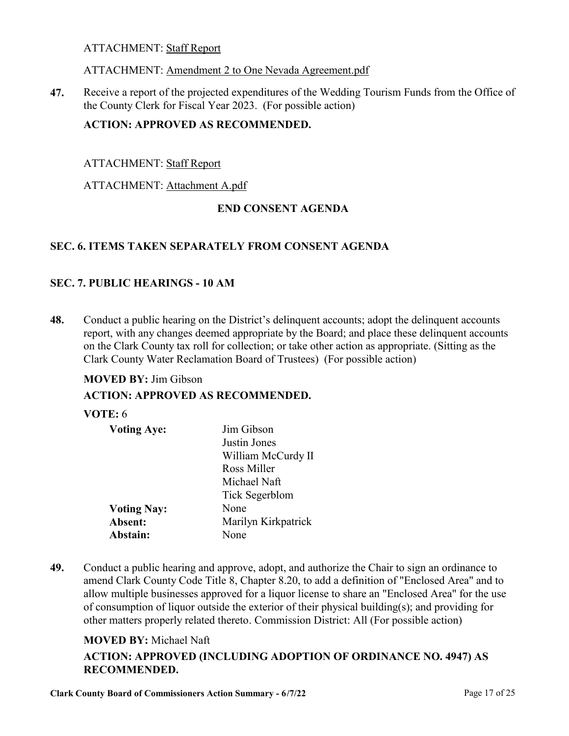ATTACHMENT: Staff Report

ATTACHMENT: Amendment 2 to One Nevada Agreement.pdf

**47.** Receive a report of the projected expenditures of the Wedding Tourism Funds from the Office of the County Clerk for Fiscal Year 2023. (For possible action)

**ACTION: APPROVED AS RECOMMENDED.**

ATTACHMENT: Staff Report

ATTACHMENT: Attachment A.pdf

**END CONSENT AGENDA**

## SEC. 6. ITEMS TAKEN SEPARATELY FROM CONSENT AGENDA

## SEC. 7. PUBLIC HEARINGS - 10 AM

**48.** Conduct a public hearing on the District's delinquent accounts; adopt the delinquent accounts report, with any changes deemed appropriate by the Board; and place these delinquent accounts on the Clark County tax roll for collection; or take other action as appropriate. (Sitting as the Clark County Water Reclamation Board of Trustees) (For possible action)

**MOVED BY:** Jim Gibson

**ACTION: APPROVED AS RECOMMENDED.**

**VOTE:** 6

| | |
|---|---|
| **Voting Aye:** | Jim Gibson<br>Justin Jones<br>William McCurdy II<br>Ross Miller<br>Michael Naft<br>Tick Segerblom |
| **Voting Nay:** | None |
| **Absent:** | Marilyn Kirkpatrick |
| **Abstain:** | None |

**49.** Conduct a public hearing and approve, adopt, and authorize the Chair to sign an ordinance to amend Clark County Code Title 8, Chapter 8.20, to add a definition of "Enclosed Area" and to allow multiple businesses approved for a liquor license to share an "Enclosed Area" for the use of consumption of liquor outside the exterior of their physical building(s); and providing for other matters properly related thereto. Commission District: All (For possible action)

**MOVED BY:** Michael Naft

**ACTION: APPROVED (INCLUDING ADOPTION OF ORDINANCE NO. 4947) AS RECOMMENDED.**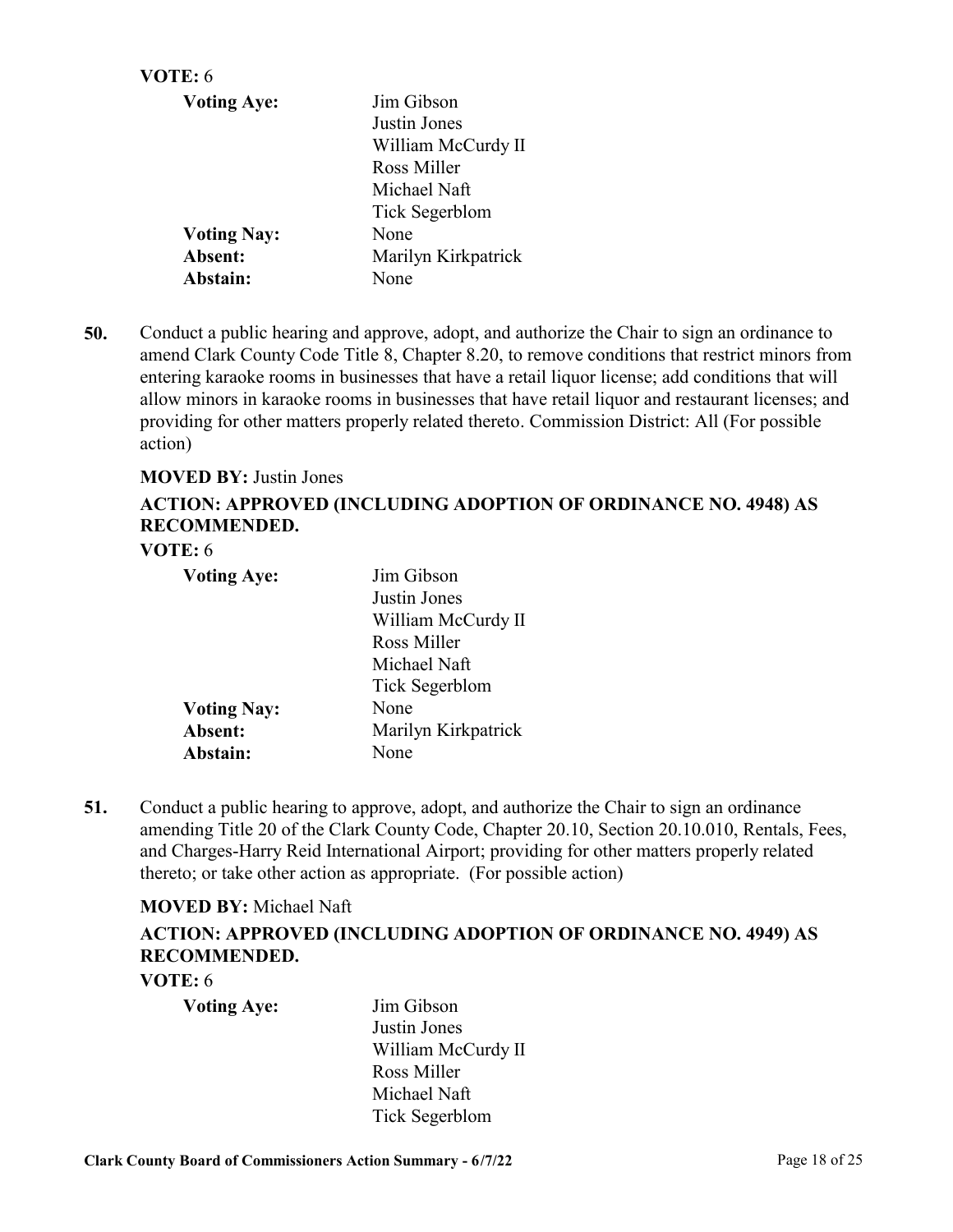**VOTE:** 6

| **Voting Aye:** | Jim Gibson<br>Justin Jones<br>William McCurdy II<br>Ross Miller<br>Michael Naft<br>Tick Segerblom |
|---|---|
| **Voting Nay:** | None |
| **Absent:** | Marilyn Kirkpatrick |
| **Abstain:** | None |

**50.** Conduct a public hearing and approve, adopt, and authorize the Chair to sign an ordinance to amend Clark County Code Title 8, Chapter 8.20, to remove conditions that restrict minors from entering karaoke rooms in businesses that have a retail liquor license; add conditions that will allow minors in karaoke rooms in businesses that have retail liquor and restaurant licenses; and providing for other matters properly related thereto. Commission District: All (For possible action)

**MOVED BY:** Justin Jones

**ACTION: APPROVED (INCLUDING ADOPTION OF ORDINANCE NO. 4948) AS RECOMMENDED.**

**VOTE:** 6

| **Voting Aye:** | Jim Gibson<br>Justin Jones<br>William McCurdy II<br>Ross Miller<br>Michael Naft<br>Tick Segerblom |
|---|---|
| **Voting Nay:** | None |
| **Absent:** | Marilyn Kirkpatrick |
| **Abstain:** | None |

**51.** Conduct a public hearing to approve, adopt, and authorize the Chair to sign an ordinance amending Title 20 of the Clark County Code, Chapter 20.10, Section 20.10.010, Rentals, Fees, and Charges-Harry Reid International Airport; providing for other matters properly related thereto; or take other action as appropriate. (For possible action)

**MOVED BY:** Michael Naft

**ACTION: APPROVED (INCLUDING ADOPTION OF ORDINANCE NO. 4949) AS RECOMMENDED.**

**VOTE:** 6

| **Voting Aye:** | Jim Gibson<br>Justin Jones<br>William McCurdy II<br>Ross Miller<br>Michael Naft<br>Tick Segerblom |
|---|---|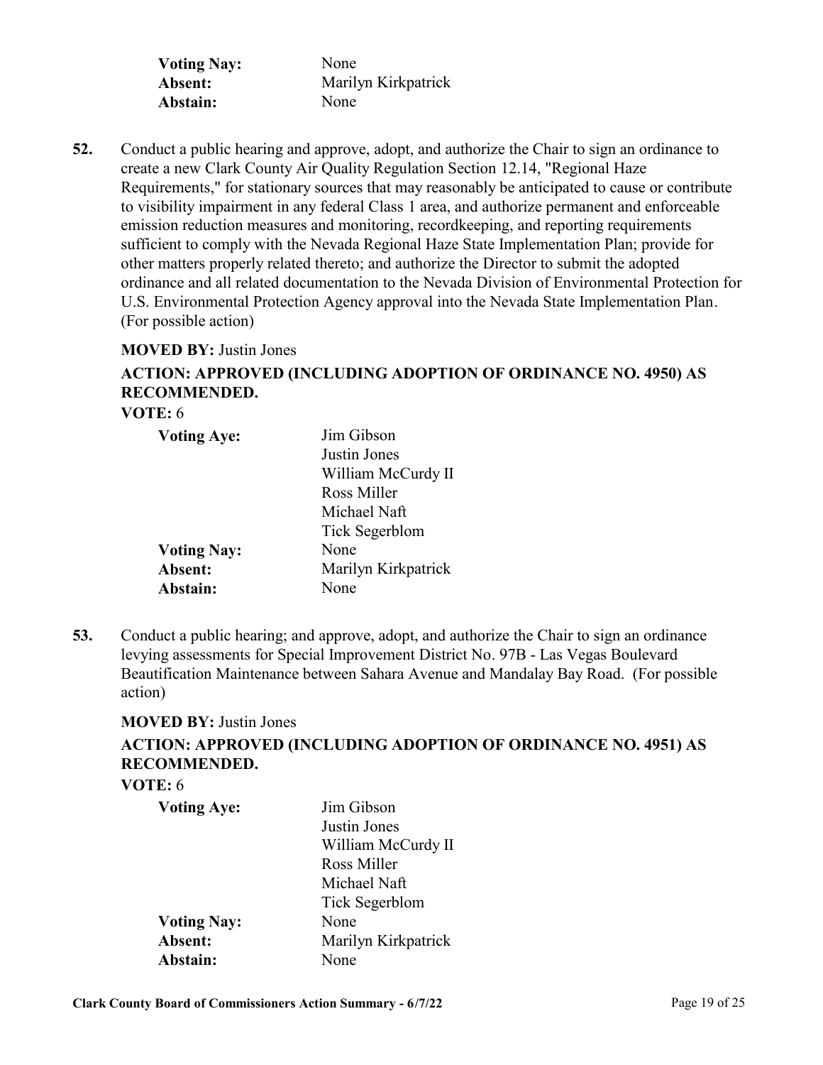| | |
|---|---|
| **Voting Nay:** | None |
| **Absent:** | Marilyn Kirkpatrick |
| **Abstain:** | None |

**52.** Conduct a public hearing and approve, adopt, and authorize the Chair to sign an ordinance to create a new Clark County Air Quality Regulation Section 12.14, "Regional Haze Requirements," for stationary sources that may reasonably be anticipated to cause or contribute to visibility impairment in any federal Class 1 area, and authorize permanent and enforceable emission reduction measures and monitoring, recordkeeping, and reporting requirements sufficient to comply with the Nevada Regional Haze State Implementation Plan; provide for other matters properly related thereto; and authorize the Director to submit the adopted ordinance and all related documentation to the Nevada Division of Environmental Protection for U.S. Environmental Protection Agency approval into the Nevada State Implementation Plan. (For possible action)

**MOVED BY:** Justin Jones

**ACTION: APPROVED (INCLUDING ADOPTION OF ORDINANCE NO. 4950) AS RECOMMENDED.**

**VOTE:** 6

| | |
|---|---|
| **Voting Aye:** | Jim Gibson |
| | Justin Jones |
| | William McCurdy II |
| | Ross Miller |
| | Michael Naft |
| | Tick Segerblom |
| **Voting Nay:** | None |
| **Absent:** | Marilyn Kirkpatrick |
| **Abstain:** | None |

**53.** Conduct a public hearing; and approve, adopt, and authorize the Chair to sign an ordinance levying assessments for Special Improvement District No. 97B - Las Vegas Boulevard Beautification Maintenance between Sahara Avenue and Mandalay Bay Road. (For possible action)

**MOVED BY:** Justin Jones

**ACTION: APPROVED (INCLUDING ADOPTION OF ORDINANCE NO. 4951) AS RECOMMENDED.**

**VOTE:** 6

| | |
|---|---|
| **Voting Aye:** | Jim Gibson |
| | Justin Jones |
| | William McCurdy II |
| | Ross Miller |
| | Michael Naft |
| | Tick Segerblom |
| **Voting Nay:** | None |
| **Absent:** | Marilyn Kirkpatrick |
| **Abstain:** | None |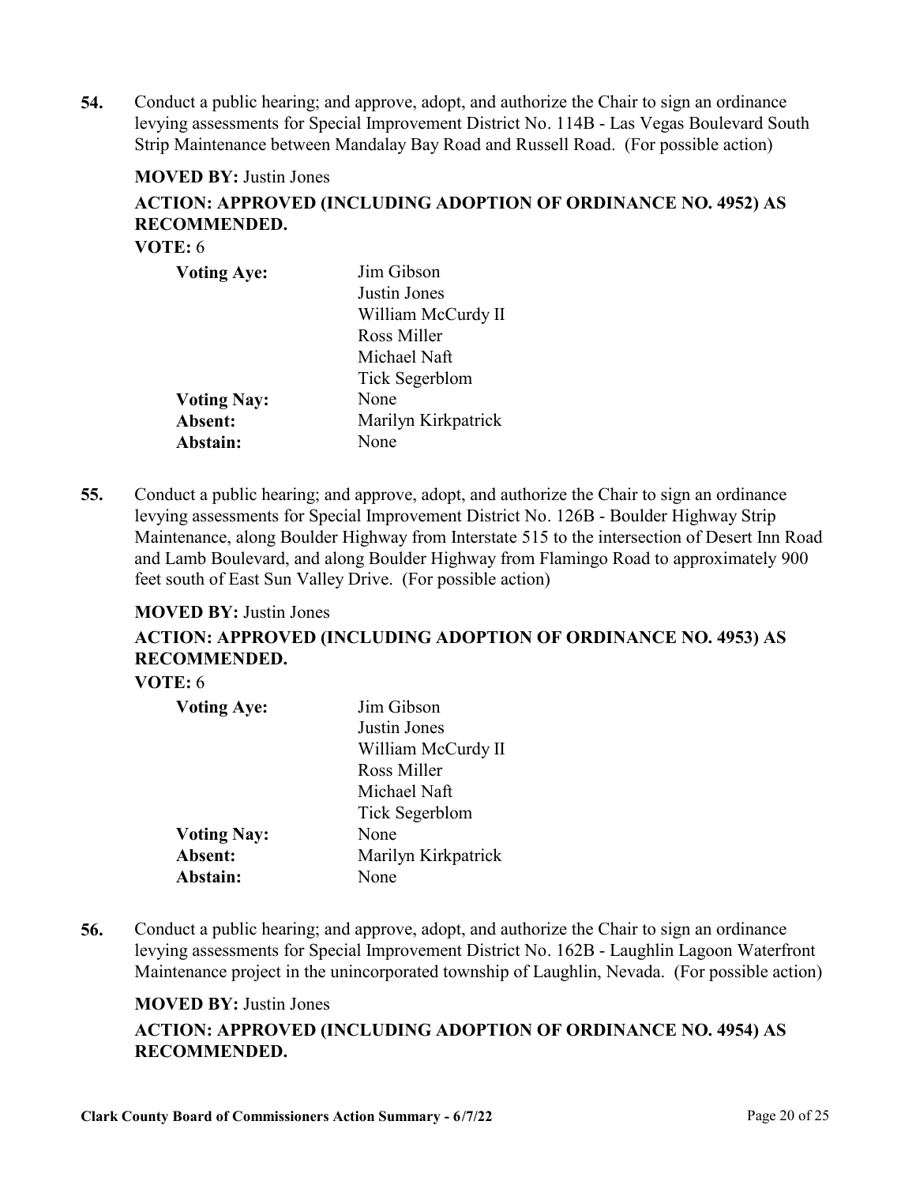**54.** Conduct a public hearing; and approve, adopt, and authorize the Chair to sign an ordinance levying assessments for Special Improvement District No. 114B - Las Vegas Boulevard South Strip Maintenance between Mandalay Bay Road and Russell Road. (For possible action)

**MOVED BY:** Justin Jones

**ACTION: APPROVED (INCLUDING ADOPTION OF ORDINANCE NO. 4952) AS RECOMMENDED.**

**VOTE:** 6

| | |
|---|---|
| **Voting Aye:** | Jim Gibson<br>Justin Jones<br>William McCurdy II<br>Ross Miller<br>Michael Naft<br>Tick Segerblom |
| **Voting Nay:** | None |
| **Absent:** | Marilyn Kirkpatrick |
| **Abstain:** | None |

**55.** Conduct a public hearing; and approve, adopt, and authorize the Chair to sign an ordinance levying assessments for Special Improvement District No. 126B - Boulder Highway Strip Maintenance, along Boulder Highway from Interstate 515 to the intersection of Desert Inn Road and Lamb Boulevard, and along Boulder Highway from Flamingo Road to approximately 900 feet south of East Sun Valley Drive. (For possible action)

**MOVED BY:** Justin Jones

**ACTION: APPROVED (INCLUDING ADOPTION OF ORDINANCE NO. 4953) AS RECOMMENDED.**

**VOTE:** 6

| | |
|---|---|
| **Voting Aye:** | Jim Gibson<br>Justin Jones<br>William McCurdy II<br>Ross Miller<br>Michael Naft<br>Tick Segerblom |
| **Voting Nay:** | None |
| **Absent:** | Marilyn Kirkpatrick |
| **Abstain:** | None |

**56.** Conduct a public hearing; and approve, adopt, and authorize the Chair to sign an ordinance levying assessments for Special Improvement District No. 162B - Laughlin Lagoon Waterfront Maintenance project in the unincorporated township of Laughlin, Nevada. (For possible action)

**MOVED BY:** Justin Jones

**ACTION: APPROVED (INCLUDING ADOPTION OF ORDINANCE NO. 4954) AS RECOMMENDED.**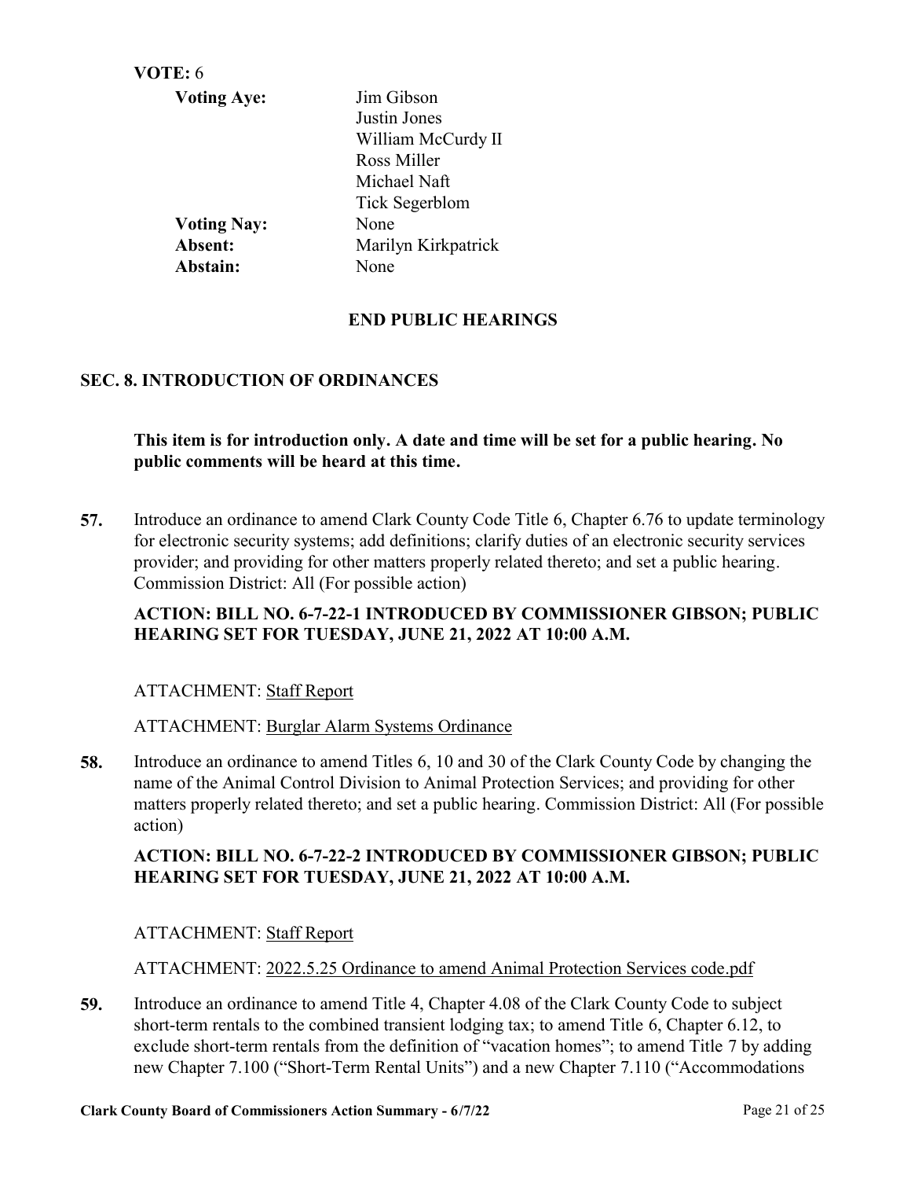**VOTE:** 6

| | |
|---|---|
| **Voting Aye:** | Jim Gibson<br>Justin Jones<br>William McCurdy II<br>Ross Miller<br>Michael Naft<br>Tick Segerblom |
| **Voting Nay:** | None |
| **Absent:** | Marilyn Kirkpatrick |
| **Abstain:** | None |

**END PUBLIC HEARINGS**

## SEC. 8. INTRODUCTION OF ORDINANCES

**This item is for introduction only. A date and time will be set for a public hearing. No public comments will be heard at this time.**

**57.** Introduce an ordinance to amend Clark County Code Title 6, Chapter 6.76 to update terminology for electronic security systems; add definitions; clarify duties of an electronic security services provider; and providing for other matters properly related thereto; and set a public hearing. Commission District: All (For possible action)

**ACTION: BILL NO. 6-7-22-1 INTRODUCED BY COMMISSIONER GIBSON; PUBLIC HEARING SET FOR TUESDAY, JUNE 21, 2022 AT 10:00 A.M.**

ATTACHMENT: Staff Report

ATTACHMENT: Burglar Alarm Systems Ordinance

**58.** Introduce an ordinance to amend Titles 6, 10 and 30 of the Clark County Code by changing the name of the Animal Control Division to Animal Protection Services; and providing for other matters properly related thereto; and set a public hearing. Commission District: All (For possible action)

**ACTION: BILL NO. 6-7-22-2 INTRODUCED BY COMMISSIONER GIBSON; PUBLIC HEARING SET FOR TUESDAY, JUNE 21, 2022 AT 10:00 A.M.**

ATTACHMENT: Staff Report

ATTACHMENT: 2022.5.25 Ordinance to amend Animal Protection Services code.pdf

**59.** Introduce an ordinance to amend Title 4, Chapter 4.08 of the Clark County Code to subject short-term rentals to the combined transient lodging tax; to amend Title 6, Chapter 6.12, to exclude short-term rentals from the definition of "vacation homes"; to amend Title 7 by adding new Chapter 7.100 ("Short-Term Rental Units") and a new Chapter 7.110 ("Accommodations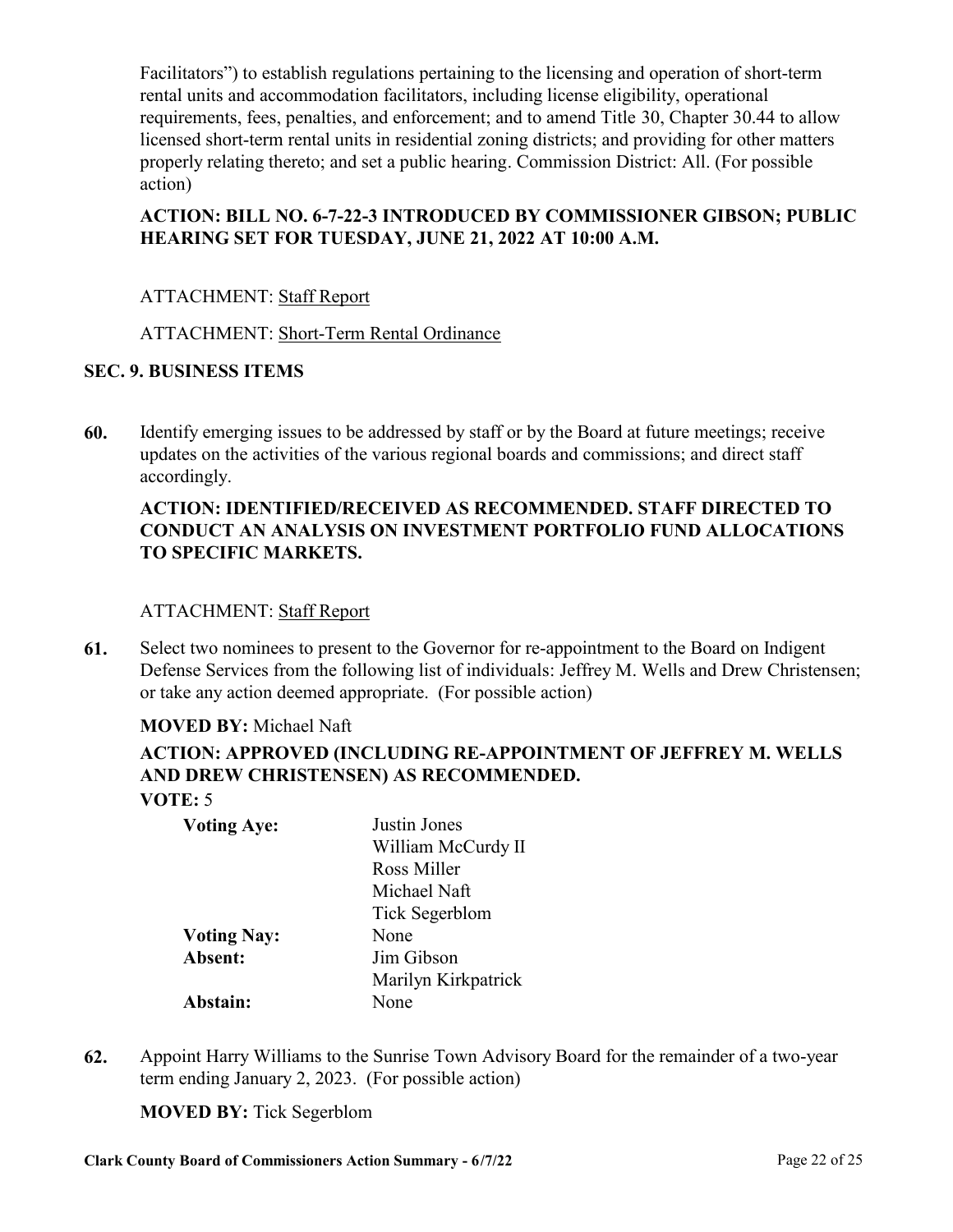Facilitators") to establish regulations pertaining to the licensing and operation of short-term rental units and accommodation facilitators, including license eligibility, operational requirements, fees, penalties, and enforcement; and to amend Title 30, Chapter 30.44 to allow licensed short-term rental units in residential zoning districts; and providing for other matters properly relating thereto; and set a public hearing. Commission District: All. (For possible action)

**ACTION: BILL NO. 6-7-22-3 INTRODUCED BY COMMISSIONER GIBSON; PUBLIC HEARING SET FOR TUESDAY, JUNE 21, 2022 AT 10:00 A.M.**

ATTACHMENT: Staff Report

ATTACHMENT: Short-Term Rental Ordinance

**SEC. 9. BUSINESS ITEMS**

**60.** Identify emerging issues to be addressed by staff or by the Board at future meetings; receive updates on the activities of the various regional boards and commissions; and direct staff accordingly.

**ACTION: IDENTIFIED/RECEIVED AS RECOMMENDED. STAFF DIRECTED TO CONDUCT AN ANALYSIS ON INVESTMENT PORTFOLIO FUND ALLOCATIONS TO SPECIFIC MARKETS.**

ATTACHMENT: Staff Report

**61.** Select two nominees to present to the Governor for re-appointment to the Board on Indigent Defense Services from the following list of individuals: Jeffrey M. Wells and Drew Christensen; or take any action deemed appropriate. (For possible action)

**MOVED BY:** Michael Naft

**ACTION: APPROVED (INCLUDING RE-APPOINTMENT OF JEFFREY M. WELLS AND DREW CHRISTENSEN) AS RECOMMENDED.**

**VOTE:** 5

| | |
|---|---|
| **Voting Aye:** | Justin Jones |
| | William McCurdy II |
| | Ross Miller |
| | Michael Naft |
| | Tick Segerblom |
| **Voting Nay:** | None |
| **Absent:** | Jim Gibson |
| | Marilyn Kirkpatrick |
| **Abstain:** | None |

**62.** Appoint Harry Williams to the Sunrise Town Advisory Board for the remainder of a two-year term ending January 2, 2023. (For possible action)

**MOVED BY:** Tick Segerblom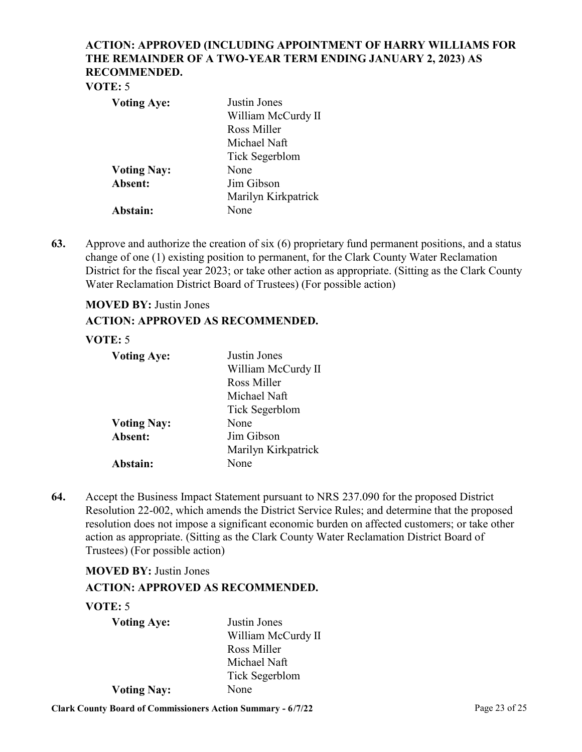**ACTION: APPROVED (INCLUDING APPOINTMENT OF HARRY WILLIAMS FOR THE REMAINDER OF A TWO-YEAR TERM ENDING JANUARY 2, 2023) AS RECOMMENDED.**

**VOTE:** 5

| | |
|---|---|
| **Voting Aye:** | Justin Jones<br>William McCurdy II<br>Ross Miller<br>Michael Naft<br>Tick Segerblom |
| **Voting Nay:** | None |
| **Absent:** | Jim Gibson<br>Marilyn Kirkpatrick |
| **Abstain:** | None |

**63.** Approve and authorize the creation of six (6) proprietary fund permanent positions, and a status change of one (1) existing position to permanent, for the Clark County Water Reclamation District for the fiscal year 2023; or take other action as appropriate. (Sitting as the Clark County Water Reclamation District Board of Trustees) (For possible action)

**MOVED BY:** Justin Jones

**ACTION: APPROVED AS RECOMMENDED.**

**VOTE:** 5

| | |
|---|---|
| **Voting Aye:** | Justin Jones<br>William McCurdy II<br>Ross Miller<br>Michael Naft<br>Tick Segerblom |
| **Voting Nay:** | None |
| **Absent:** | Jim Gibson<br>Marilyn Kirkpatrick |
| **Abstain:** | None |

**64.** Accept the Business Impact Statement pursuant to NRS 237.090 for the proposed District Resolution 22-002, which amends the District Service Rules; and determine that the proposed resolution does not impose a significant economic burden on affected customers; or take other action as appropriate. (Sitting as the Clark County Water Reclamation District Board of Trustees) (For possible action)

**MOVED BY:** Justin Jones

**ACTION: APPROVED AS RECOMMENDED.**

**VOTE:** 5

| | |
|---|---|
| **Voting Aye:** | Justin Jones<br>William McCurdy II<br>Ross Miller<br>Michael Naft<br>Tick Segerblom |
| **Voting Nay:** | None |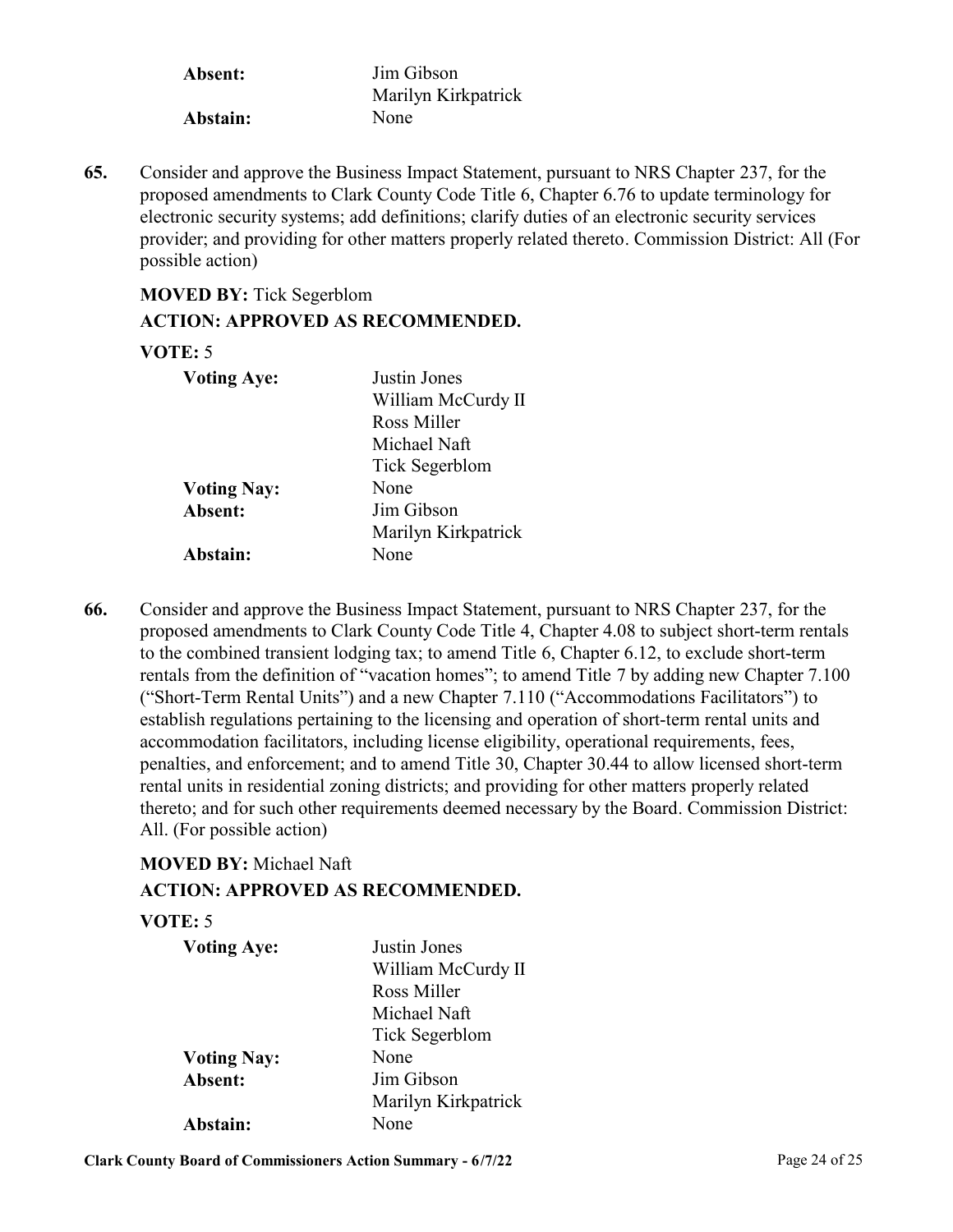| | |
|---|---|
| **Absent:** | Jim Gibson<br>Marilyn Kirkpatrick |
| **Abstain:** | None |

**65.** Consider and approve the Business Impact Statement, pursuant to NRS Chapter 237, for the proposed amendments to Clark County Code Title 6, Chapter 6.76 to update terminology for electronic security systems; add definitions; clarify duties of an electronic security services provider; and providing for other matters properly related thereto. Commission District: All (For possible action)

**MOVED BY:** Tick Segerblom

**ACTION: APPROVED AS RECOMMENDED.**

**VOTE:** 5

| | |
|---|---|
| **Voting Aye:** | Justin Jones<br>William McCurdy II<br>Ross Miller<br>Michael Naft<br>Tick Segerblom |
| **Voting Nay:** | None |
| **Absent:** | Jim Gibson<br>Marilyn Kirkpatrick |
| **Abstain:** | None |

**66.** Consider and approve the Business Impact Statement, pursuant to NRS Chapter 237, for the proposed amendments to Clark County Code Title 4, Chapter 4.08 to subject short-term rentals to the combined transient lodging tax; to amend Title 6, Chapter 6.12, to exclude short-term rentals from the definition of "vacation homes"; to amend Title 7 by adding new Chapter 7.100 ("Short-Term Rental Units") and a new Chapter 7.110 ("Accommodations Facilitators") to establish regulations pertaining to the licensing and operation of short-term rental units and accommodation facilitators, including license eligibility, operational requirements, fees, penalties, and enforcement; and to amend Title 30, Chapter 30.44 to allow licensed short-term rental units in residential zoning districts; and providing for other matters properly related thereto; and for such other requirements deemed necessary by the Board. Commission District: All. (For possible action)

**MOVED BY:** Michael Naft

**ACTION: APPROVED AS RECOMMENDED.**

**VOTE:** 5

| | |
|---|---|
| **Voting Aye:** | Justin Jones<br>William McCurdy II<br>Ross Miller<br>Michael Naft<br>Tick Segerblom |
| **Voting Nay:** | None |
| **Absent:** | Jim Gibson<br>Marilyn Kirkpatrick |
| **Abstain:** | None |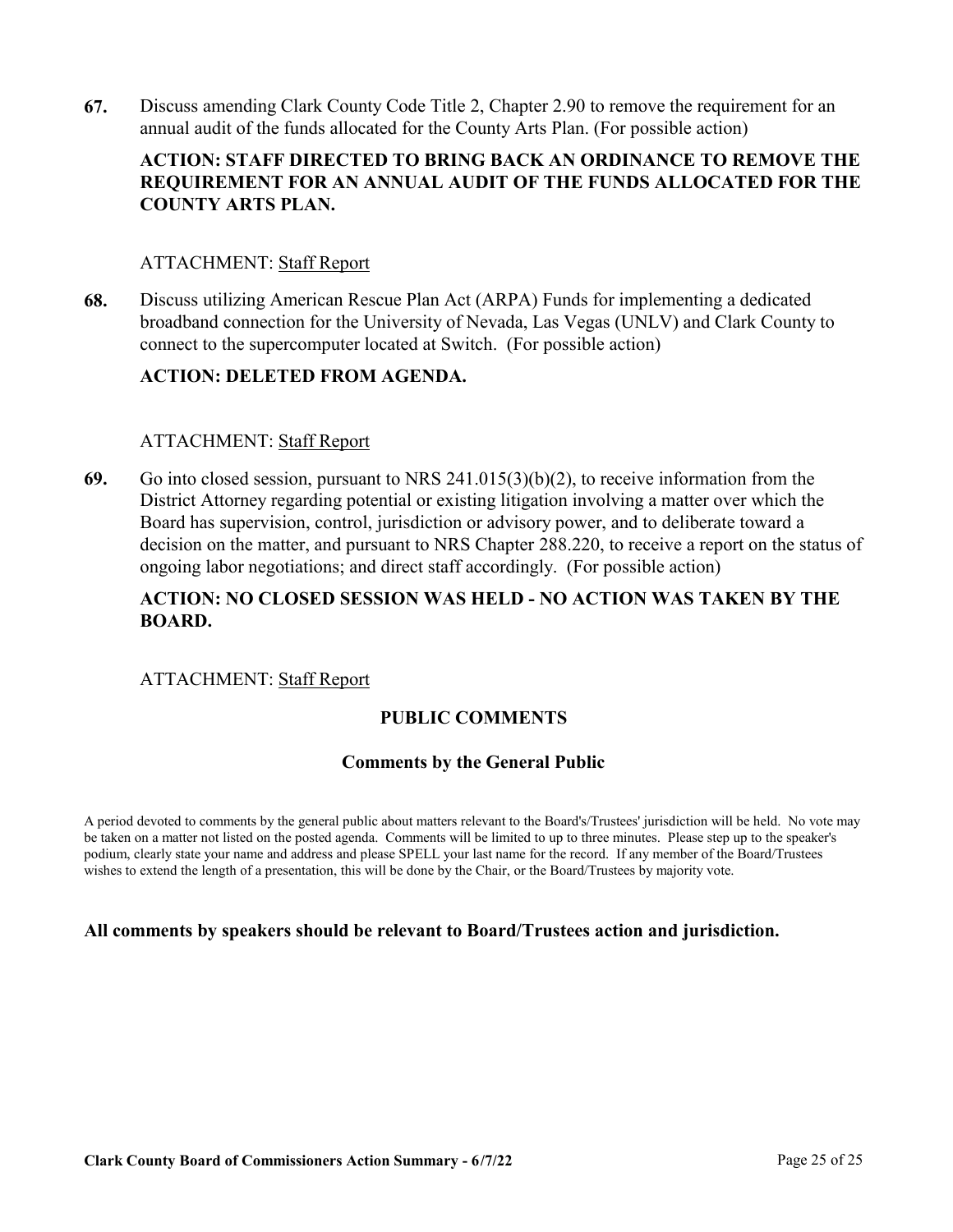**67.** Discuss amending Clark County Code Title 2, Chapter 2.90 to remove the requirement for an annual audit of the funds allocated for the County Arts Plan. (For possible action)

**ACTION: STAFF DIRECTED TO BRING BACK AN ORDINANCE TO REMOVE THE REQUIREMENT FOR AN ANNUAL AUDIT OF THE FUNDS ALLOCATED FOR THE COUNTY ARTS PLAN.**

ATTACHMENT: Staff Report

**68.** Discuss utilizing American Rescue Plan Act (ARPA) Funds for implementing a dedicated broadband connection for the University of Nevada, Las Vegas (UNLV) and Clark County to connect to the supercomputer located at Switch. (For possible action)

**ACTION: DELETED FROM AGENDA.**

ATTACHMENT: Staff Report

**69.** Go into closed session, pursuant to NRS 241.015(3)(b)(2), to receive information from the District Attorney regarding potential or existing litigation involving a matter over which the Board has supervision, control, jurisdiction or advisory power, and to deliberate toward a decision on the matter, and pursuant to NRS Chapter 288.220, to receive a report on the status of ongoing labor negotiations; and direct staff accordingly. (For possible action)

**ACTION: NO CLOSED SESSION WAS HELD - NO ACTION WAS TAKEN BY THE BOARD.**

ATTACHMENT: Staff Report

## PUBLIC COMMENTS

### Comments by the General Public

A period devoted to comments by the general public about matters relevant to the Board's/Trustees' jurisdiction will be held. No vote may be taken on a matter not listed on the posted agenda. Comments will be limited to up to three minutes. Please step up to the speaker's podium, clearly state your name and address and please SPELL your last name for the record. If any member of the Board/Trustees wishes to extend the length of a presentation, this will be done by the Chair, or the Board/Trustees by majority vote.

**All comments by speakers should be relevant to Board/Trustees action and jurisdiction.**